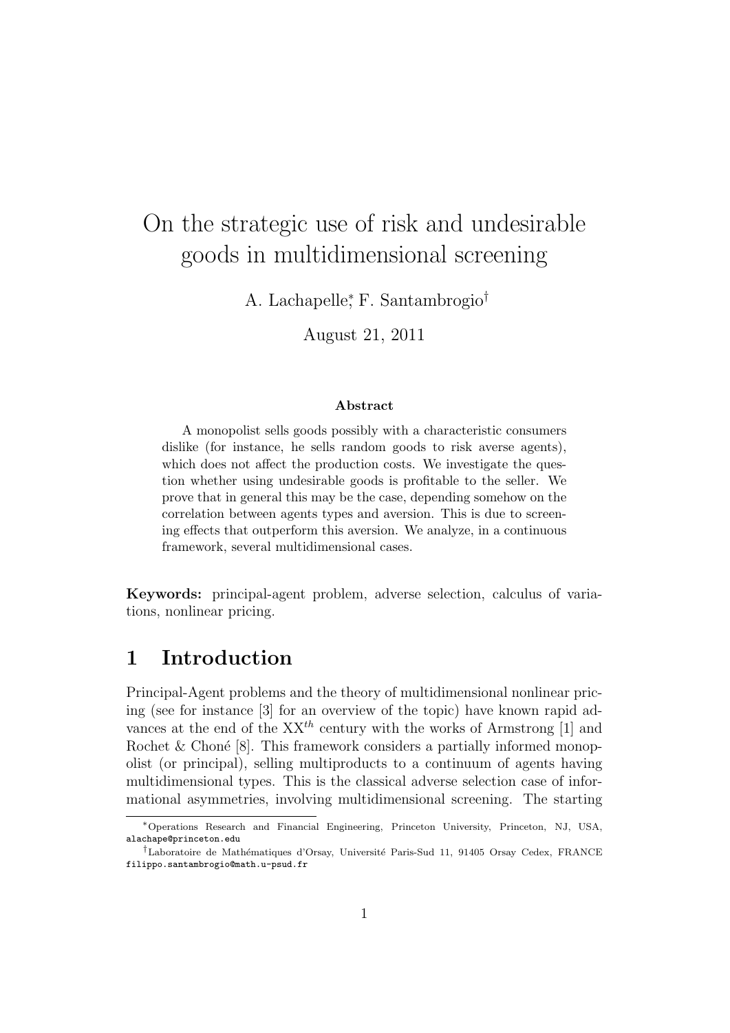# On the strategic use of risk and undesirable goods in multidimensional screening

A. Lachapelle[*], F. Santambrogio[†]

August 21, 2011

### Abstract

A monopolist sells goods possibly with a characteristic consumers dislike (for instance, he sells random goods to risk averse agents), which does not affect the production costs. We investigate the question whether using undesirable goods is profitable to the seller. We prove that in general this may be the case, depending somehow on the correlation between agents types and aversion. This is due to screening effects that outperform this aversion. We analyze, in a continuous framework, several multidimensional cases.

**Keywords:** principal-agent problem, adverse selection, calculus of variations, nonlinear pricing.

## 1 Introduction

Principal-Agent problems and the theory of multidimensional nonlinear pricing (see for instance [3] for an overview of the topic) have known rapid advances at the end of the $XX^{th}$ century with the works of Armstrong [1] and Rochet & Choné [8]. This framework considers a partially informed monopolist (or principal), selling multiproducts to a continuum of agents having multidimensional types. This is the classical adverse selection case of informational asymmetries, involving multidimensional screening. The starting

---

[*] Operations Research and Financial Engineering, Princeton University, Princeton, NJ, USA, alachape@princeton.edu

[†] Laboratoire de Mathématiques d'Orsay, Université Paris-Sud 11, 91405 Orsay Cedex, FRANCE filippo.santambrogio@math.u-psud.fr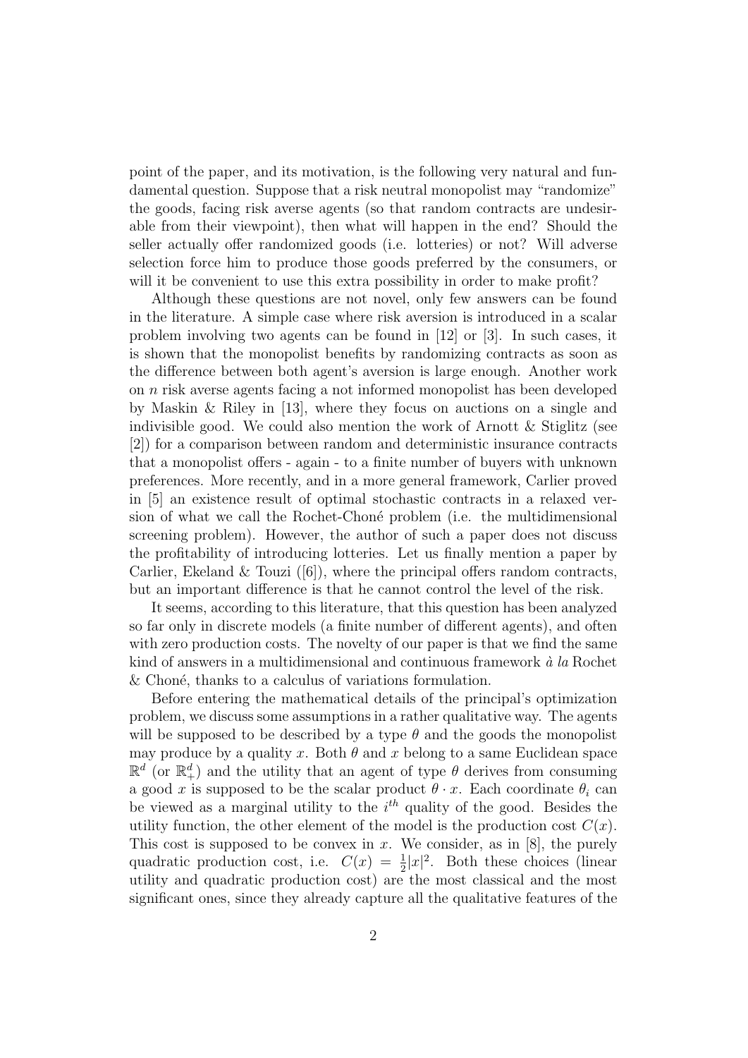point of the paper, and its motivation, is the following very natural and fundamental question. Suppose that a risk neutral monopolist may "randomize" the goods, facing risk averse agents (so that random contracts are undesirable from their viewpoint), then what will happen in the end? Should the seller actually offer randomized goods (i.e. lotteries) or not? Will adverse selection force him to produce those goods preferred by the consumers, or will it be convenient to use this extra possibility in order to make profit?

Although these questions are not novel, only few answers can be found in the literature. A simple case where risk aversion is introduced in a scalar problem involving two agents can be found in [12] or [3]. In such cases, it is shown that the monopolist benefits by randomizing contracts as soon as the difference between both agent's aversion is large enough. Another work on $n$ risk averse agents facing a not informed monopolist has been developed by Maskin & Riley in [13], where they focus on auctions on a single and indivisible good. We could also mention the work of Arnott & Stiglitz (see [2]) for a comparison between random and deterministic insurance contracts that a monopolist offers - again - to a finite number of buyers with unknown preferences. More recently, and in a more general framework, Carlier proved in [5] an existence result of optimal stochastic contracts in a relaxed version of what we call the Rochet-Choné problem (i.e. the multidimensional screening problem). However, the author of such a paper does not discuss the profitability of introducing lotteries. Let us finally mention a paper by Carlier, Ekeland & Touzi ([6]), where the principal offers random contracts, but an important difference is that he cannot control the level of the risk.

It seems, according to this literature, that this question has been analyzed so far only in discrete models (a finite number of different agents), and often with zero production costs. The novelty of our paper is that we find the same kind of answers in a multidimensional and continuous framework *à la* Rochet & Choné, thanks to a calculus of variations formulation.

Before entering the mathematical details of the principal's optimization problem, we discuss some assumptions in a rather qualitative way. The agents will be supposed to be described by a type $\theta$ and the goods the monopolist may produce by a quality $x$. Both $\theta$ and $x$ belong to a same Euclidean space $\mathbb{R}^d$ (or $\mathbb{R}^d_+$) and the utility that an agent of type $\theta$ derives from consuming a good $x$ is supposed to be the scalar product $\theta \cdot x$. Each coordinate $\theta_i$ can be viewed as a marginal utility to the $i^{th}$ quality of the good. Besides the utility function, the other element of the model is the production cost $C(x)$. This cost is supposed to be convex in $x$. We consider, as in [8], the purely quadratic production cost, i.e. $C(x) = \frac{1}{2}|x|^2$. Both these choices (linear utility and quadratic production cost) are the most classical and the most significant ones, since they already capture all the qualitative features of the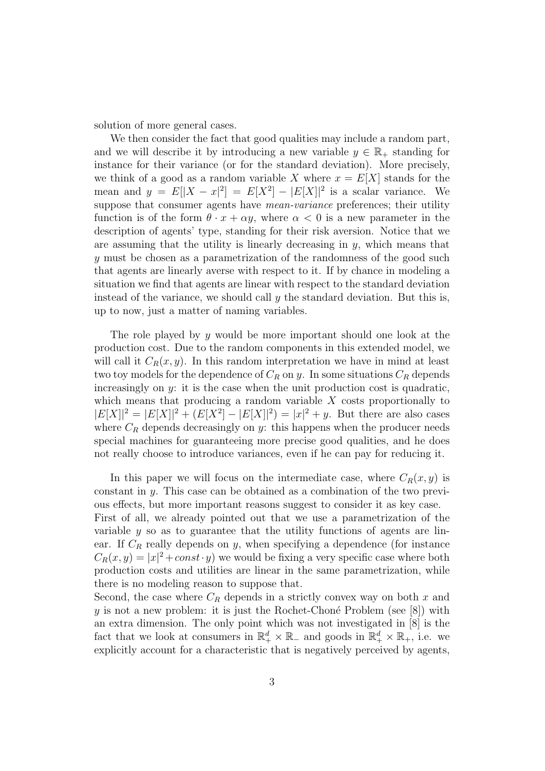solution of more general cases.

We then consider the fact that good qualities may include a random part, and we will describe it by introducing a new variable $y \in \mathbb{R}_+$ standing for instance for their variance (or for the standard deviation). More precisely, we think of a good as a random variable $X$ where $x = E[X]$ stands for the mean and $y = E[|X - x|^2] = E[X^2] - |E[X]|^2$ is a scalar variance. We suppose that consumer agents have *mean-variance* preferences; their utility function is of the form $\theta \cdot x + \alpha y$, where $\alpha < 0$ is a new parameter in the description of agents' type, standing for their risk aversion. Notice that we are assuming that the utility is linearly decreasing in $y$, which means that $y$ must be chosen as a parametrization of the randomness of the good such that agents are linearly averse with respect to it. If by chance in modeling a situation we find that agents are linear with respect to the standard deviation instead of the variance, we should call $y$ the standard deviation. But this is, up to now, just a matter of naming variables.

The role played by $y$ would be more important should one look at the production cost. Due to the random components in this extended model, we will call it $C_R(x, y)$. In this random interpretation we have in mind at least two toy models for the dependence of $C_R$ on $y$. In some situations $C_R$ depends increasingly on $y$: it is the case when the unit production cost is quadratic, which means that producing a random variable $X$ costs proportionally to $|E[X]|^2 = |E[X]|^2 + (E[X^2] - |E[X]|^2) = |x|^2 + y$. But there are also cases where $C_R$ depends decreasingly on $y$: this happens when the producer needs special machines for guaranteeing more precise good qualities, and he does not really choose to introduce variances, even if he can pay for reducing it.

In this paper we will focus on the intermediate case, where $C_R(x, y)$ is constant in $y$. This case can be obtained as a combination of the two previous effects, but more important reasons suggest to consider it as key case.
First of all, we already pointed out that we use a parametrization of the variable $y$ so as to guarantee that the utility functions of agents are linear. If $C_R$ really depends on $y$, when specifying a dependence (for instance $C_R(x, y) = |x|^2 + const \cdot y$) we would be fixing a very specific case where both production costs and utilities are linear in the same parametrization, while there is no modeling reason to suppose that.
Second, the case where $C_R$ depends in a strictly convex way on both $x$ and $y$ is not a new problem: it is just the Rochet-Choné Problem (see [8]) with an extra dimension. The only point which was not investigated in [8] is the fact that we look at consumers in $\mathbb{R}^d_+ \times \mathbb{R}_-$ and goods in $\mathbb{R}^d_+ \times \mathbb{R}_+$, i.e. we explicitly account for a characteristic that is negatively perceived by agents,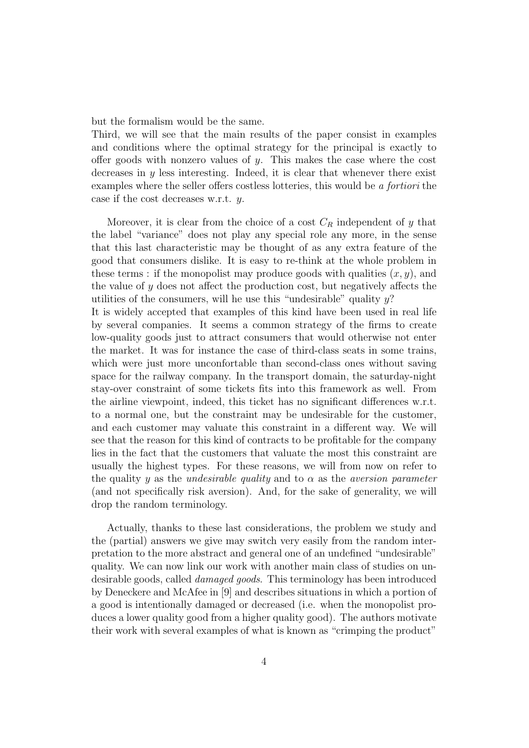but the formalism would be the same.
Third, we will see that the main results of the paper consist in examples and conditions where the optimal strategy for the principal is exactly to offer goods with nonzero values of $y$. This makes the case where the cost decreases in $y$ less interesting. Indeed, it is clear that whenever there exist examples where the seller offers costless lotteries, this would be *a fortiori* the case if the cost decreases w.r.t. $y$.

Moreover, it is clear from the choice of a cost $C_R$ independent of $y$ that the label "variance" does not play any special role any more, in the sense that this last characteristic may be thought of as any extra feature of the good that consumers dislike. It is easy to re-think at the whole problem in these terms : if the monopolist may produce goods with qualities $(x, y)$, and the value of $y$ does not affect the production cost, but negatively affects the utilities of the consumers, will he use this "undesirable" quality $y$?
It is widely accepted that examples of this kind have been used in real life by several companies. It seems a common strategy of the firms to create low-quality goods just to attract consumers that would otherwise not enter the market. It was for instance the case of third-class seats in some trains, which were just more unconfortable than second-class ones without saving space for the railway company. In the transport domain, the saturday-night stay-over constraint of some tickets fits into this framework as well. From the airline viewpoint, indeed, this ticket has no significant differences w.r.t. to a normal one, but the constraint may be undesirable for the customer, and each customer may valuate this constraint in a different way. We will see that the reason for this kind of contracts to be profitable for the company lies in the fact that the customers that valuate the most this constraint are usually the highest types. For these reasons, we will from now on refer to the quality $y$ as the *undesirable quality* and to $\alpha$ as the *aversion parameter* (and not specifically risk aversion). And, for the sake of generality, we will drop the random terminology.

Actually, thanks to these last considerations, the problem we study and the (partial) answers we give may switch very easily from the random interpretation to the more abstract and general one of an undefined "undesirable" quality. We can now link our work with another main class of studies on undesirable goods, called *damaged goods*. This terminology has been introduced by Deneckere and McAfee in [9] and describes situations in which a portion of a good is intentionally damaged or decreased (i.e. when the monopolist produces a lower quality good from a higher quality good). The authors motivate their work with several examples of what is known as "crimping the product"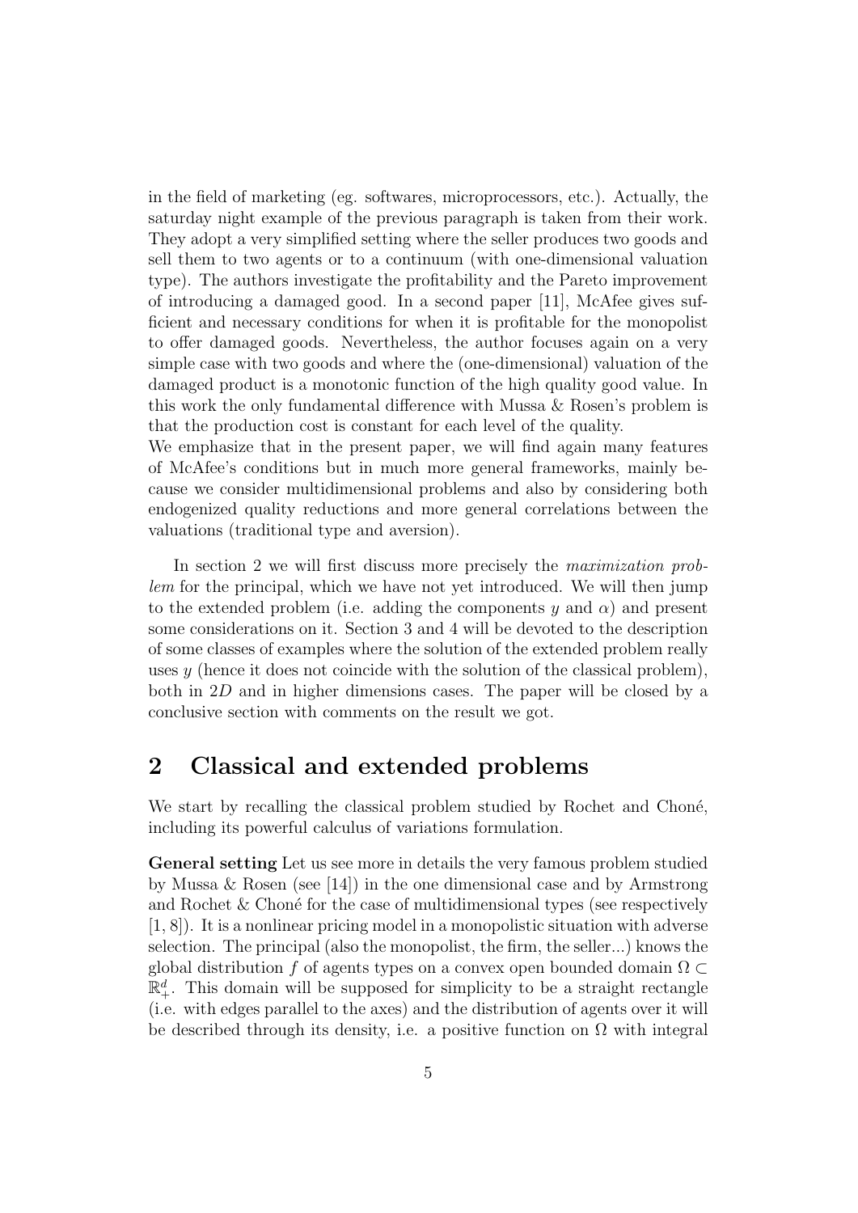in the field of marketing (eg. softwares, microprocessors, etc.). Actually, the saturday night example of the previous paragraph is taken from their work. They adopt a very simplified setting where the seller produces two goods and sell them to two agents or to a continuum (with one-dimensional valuation type). The authors investigate the profitability and the Pareto improvement of introducing a damaged good. In a second paper [11], McAfee gives sufficient and necessary conditions for when it is profitable for the monopolist to offer damaged goods. Nevertheless, the author focuses again on a very simple case with two goods and where the (one-dimensional) valuation of the damaged product is a monotonic function of the high quality good value. In this work the only fundamental difference with Mussa & Rosen's problem is that the production cost is constant for each level of the quality.
We emphasize that in the present paper, we will find again many features of McAfee's conditions but in much more general frameworks, mainly because we consider multidimensional problems and also by considering both endogenized quality reductions and more general correlations between the valuations (traditional type and aversion).

In section 2 we will first discuss more precisely the *maximization problem* for the principal, which we have not yet introduced. We will then jump to the extended problem (i.e. adding the components $y$ and $\alpha$) and present some considerations on it. Section 3 and 4 will be devoted to the description of some classes of examples where the solution of the extended problem really uses $y$ (hence it does not coincide with the solution of the classical problem), both in $2D$ and in higher dimensions cases. The paper will be closed by a conclusive section with comments on the result we got.

## 2 Classical and extended problems

We start by recalling the classical problem studied by Rochet and Choné, including its powerful calculus of variations formulation.

**General setting** Let us see more in details the very famous problem studied by Mussa & Rosen (see [14]) in the one dimensional case and by Armstrong and Rochet & Choné for the case of multidimensional types (see respectively [1, 8]). It is a nonlinear pricing model in a monopolistic situation with adverse selection. The principal (also the monopolist, the firm, the seller...) knows the global distribution $f$ of agents types on a convex open bounded domain $\Omega \subset \mathbb{R}^d_+$. This domain will be supposed for simplicity to be a straight rectangle (i.e. with edges parallel to the axes) and the distribution of agents over it will be described through its density, i.e. a positive function on $\Omega$ with integral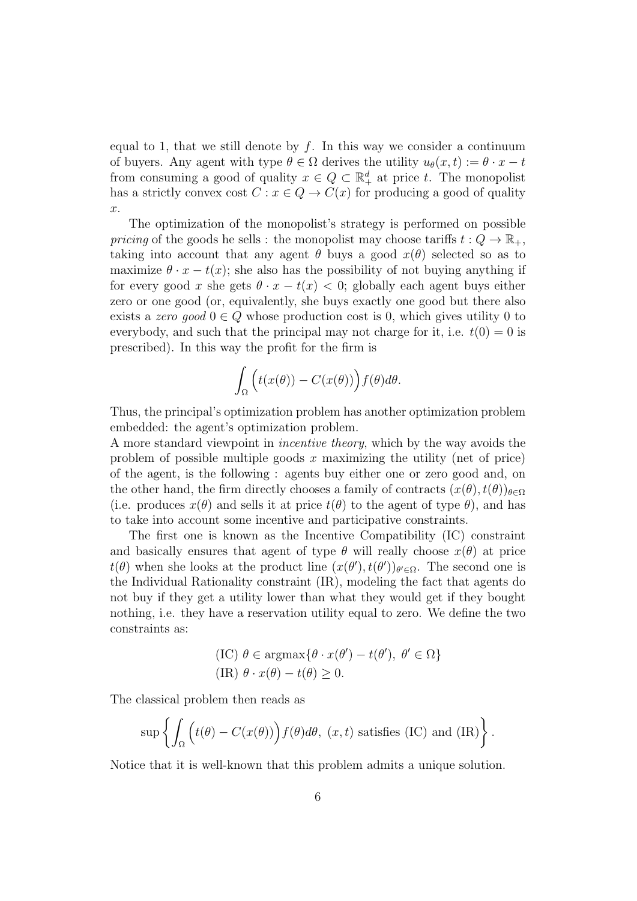equal to 1, that we still denote by $f$. In this way we consider a continuum of buyers. Any agent with type $\theta \in \Omega$ derives the utility $u_\theta(x,t) := \theta \cdot x - t$ from consuming a good of quality $x \in Q \subset \mathbb{R}^d_+$ at price $t$. The monopolist has a strictly convex cost $C : x \in Q \to C(x)$ for producing a good of quality $x$.

The optimization of the monopolist's strategy is performed on possible *pricing* of the goods he sells : the monopolist may choose tariffs $t : Q \to \mathbb{R}_+$, taking into account that any agent $\theta$ buys a good $x(\theta)$ selected so as to maximize $\theta \cdot x - t(x)$; she also has the possibility of not buying anything if for every good $x$ she gets $\theta \cdot x - t(x) < 0$; globally each agent buys either zero or one good (or, equivalently, she buys exactly one good but there also exists a *zero good* $0 \in Q$ whose production cost is 0, which gives utility 0 to everybody, and such that the principal may not charge for it, i.e. $t(0) = 0$ is prescribed). In this way the profit for the firm is

$$\int_\Omega \Big( t(x(\theta)) - C(x(\theta)) \Big) f(\theta) d\theta.$$

Thus, the principal's optimization problem has another optimization problem embedded: the agent's optimization problem.
A more standard viewpoint in *incentive theory*, which by the way avoids the problem of possible multiple goods $x$ maximizing the utility (net of price) of the agent, is the following : agents buy either one or zero good and, on the other hand, the firm directly chooses a family of contracts $(x(\theta), t(\theta))_{\theta \in \Omega}$ (i.e. produces $x(\theta)$ and sells it at price $t(\theta)$ to the agent of type $\theta$), and has to take into account some incentive and participative constraints.

The first one is known as the Incentive Compatibility (IC) constraint and basically ensures that agent of type $\theta$ will really choose $x(\theta)$ at price $t(\theta)$ when she looks at the product line $(x(\theta'), t(\theta'))_{\theta' \in \Omega}$. The second one is the Individual Rationality constraint (IR), modeling the fact that agents do not buy if they get a utility lower than what they would get if they bought nothing, i.e. they have a reservation utility equal to zero. We define the two constraints as:

$$\text{(IC) } \theta \in \text{argmax}\{\theta \cdot x(\theta') - t(\theta'),\ \theta' \in \Omega\}$$
$$\text{(IR) } \theta \cdot x(\theta) - t(\theta) \geq 0.$$

The classical problem then reads as

$$\sup \left\{ \int_\Omega \Big( t(\theta) - C(x(\theta)) \Big) f(\theta) d\theta,\ (x,t) \text{ satisfies (IC) and (IR)} \right\}.$$

Notice that it is well-known that this problem admits a unique solution.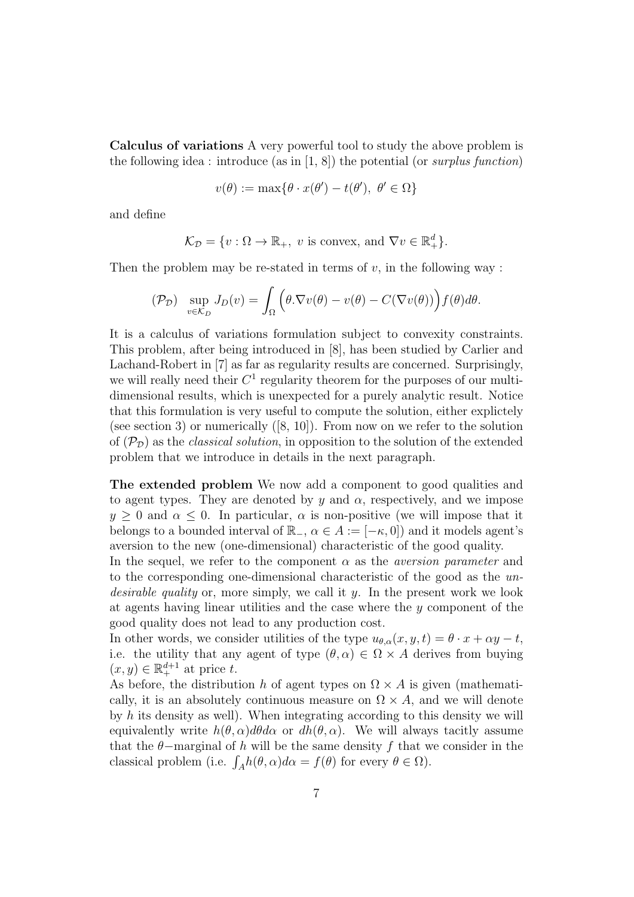**Calculus of variations** A very powerful tool to study the above problem is the following idea : introduce (as in [1, 8]) the potential (or *surplus function*)

$$v(\theta) := \max\{\theta \cdot x(\theta') - t(\theta'),\ \theta' \in \Omega\}$$

and define

$$\mathcal{K}_{\mathcal{D}} = \{v : \Omega \to \mathbb{R}_+,\ v \text{ is convex, and } \nabla v \in \mathbb{R}^d_+\}.$$

Then the problem may be re-stated in terms of $v$, in the following way :

$$(\mathcal{P}_{\mathcal{D}}) \quad \sup_{v \in \mathcal{K}_D} J_D(v) = \int_{\Omega} \Big(\theta . \nabla v(\theta) - v(\theta) - C(\nabla v(\theta))\Big) f(\theta) d\theta.$$

It is a calculus of variations formulation subject to convexity constraints. This problem, after being introduced in [8], has been studied by Carlier and Lachand-Robert in [7] as far as regularity results are concerned. Surprisingly, we will really need their $C^1$ regularity theorem for the purposes of our multi-dimensional results, which is unexpected for a purely analytic result. Notice that this formulation is very useful to compute the solution, either explictely (see section 3) or numerically ([8, 10]). From now on we refer to the solution of $(\mathcal{P}_{\mathcal{D}})$ as the *classical solution*, in opposition to the solution of the extended problem that we introduce in details in the next paragraph.

**The extended problem** We now add a component to good qualities and to agent types. They are denoted by $y$ and $\alpha$, respectively, and we impose $y \geq 0$ and $\alpha \leq 0$. In particular, $\alpha$ is non-positive (we will impose that it belongs to a bounded interval of $\mathbb{R}_-$, $\alpha \in A := [-\kappa, 0]$) and it models agent's aversion to the new (one-dimensional) characteristic of the good quality.
In the sequel, we refer to the component $\alpha$ as the *aversion parameter* and to the corresponding one-dimensional characteristic of the good as the *undesirable quality* or, more simply, we call it $y$. In the present work we look at agents having linear utilities and the case where the $y$ component of the good quality does not lead to any production cost.
In other words, we consider utilities of the type $u_{\theta,\alpha}(x, y, t) = \theta \cdot x + \alpha y - t$, i.e. the utility that any agent of type $(\theta, \alpha) \in \Omega \times A$ derives from buying $(x, y) \in \mathbb{R}^{d+1}_+$ at price $t$.
As before, the distribution $h$ of agent types on $\Omega \times A$ is given (mathematically, it is an absolutely continuous measure on $\Omega \times A$, and we will denote by $h$ its density as well). When integrating according to this density we will equivalently write $h(\theta, \alpha) d\theta d\alpha$ or $dh(\theta, \alpha)$. We will always tacitly assume that the $\theta-$marginal of $h$ will be the same density $f$ that we consider in the classical problem (i.e. $\int_A h(\theta, \alpha) d\alpha = f(\theta)$ for every $\theta \in \Omega$).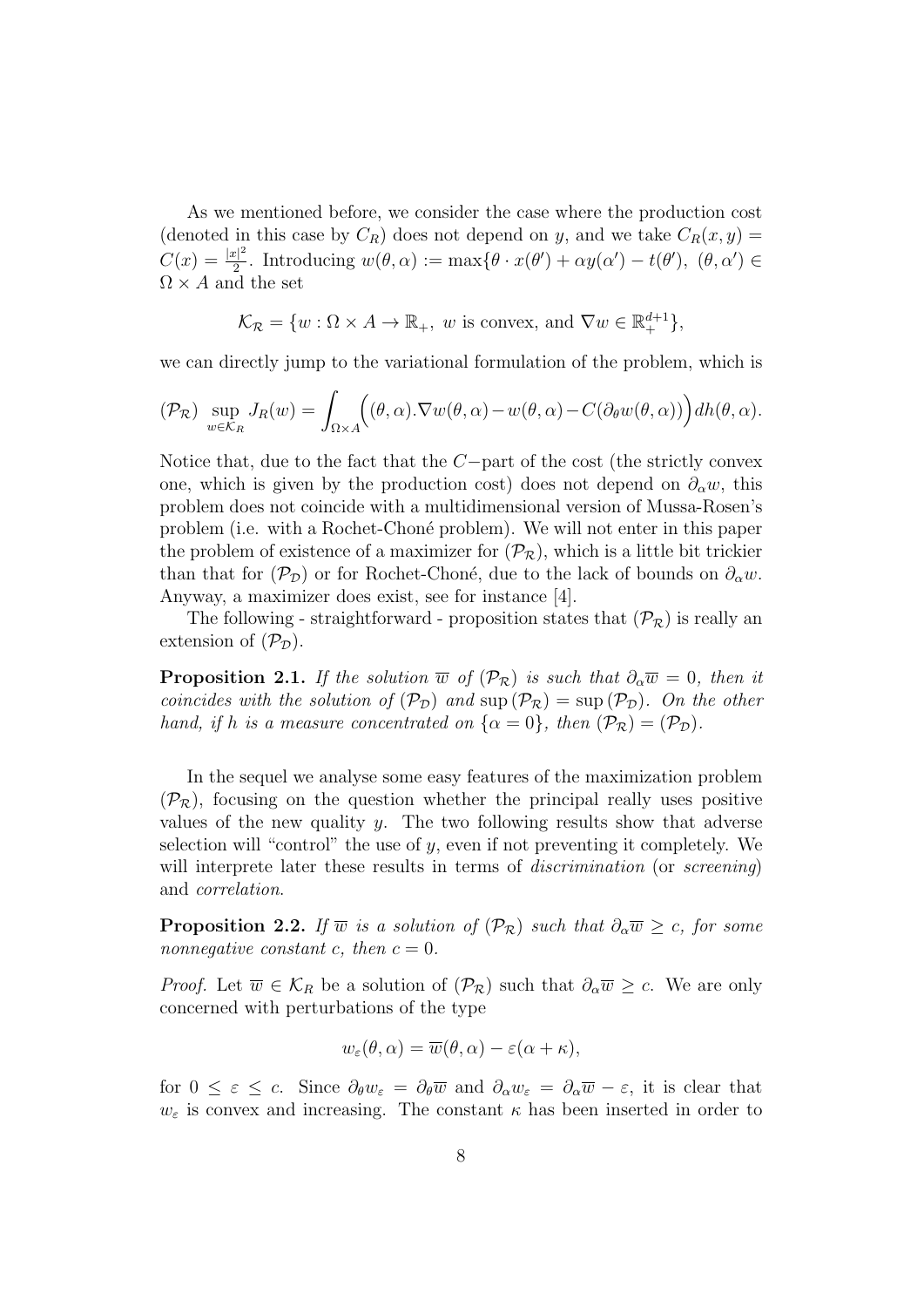As we mentioned before, we consider the case where the production cost (denoted in this case by $C_R$) does not depend on $y$, and we take $C_R(x, y) = C(x) = \frac{|x|^2}{2}$. Introducing $w(\theta, \alpha) := \max\{\theta \cdot x(\theta') + \alpha y(\alpha') - t(\theta'),\ (\theta, \alpha') \in \Omega \times A$ and the set

$$\mathcal{K}_{\mathcal{R}} = \{w : \Omega \times A \to \mathbb{R}_+,\ w \text{ is convex, and } \nabla w \in \mathbb{R}^{d+1}_+\},$$

we can directly jump to the variational formulation of the problem, which is

$$(\mathcal{P}_{\mathcal{R}}) \ \sup_{w \in \mathcal{K}_R} J_R(w) = \int_{\Omega \times A} \Big( (\theta, \alpha).\nabla w(\theta, \alpha) - w(\theta, \alpha) - C(\partial_\theta w(\theta, \alpha)) \Big) dh(\theta, \alpha).$$

Notice that, due to the fact that the $C-$part of the cost (the strictly convex one, which is given by the production cost) does not depend on $\partial_\alpha w$, this problem does not coincide with a multidimensional version of Mussa-Rosen's problem (i.e. with a Rochet-Choné problem). We will not enter in this paper the problem of existence of a maximizer for $(\mathcal{P}_{\mathcal{R}})$, which is a little bit trickier than that for $(\mathcal{P}_{\mathcal{D}})$ or for Rochet-Choné, due to the lack of bounds on $\partial_\alpha w$. Anyway, a maximizer does exist, see for instance [4].

The following - straightforward - proposition states that $(\mathcal{P}_{\mathcal{R}})$ is really an extension of $(\mathcal{P}_{\mathcal{D}})$.

**Proposition 2.1.** *If the solution $\overline{w}$ of $(\mathcal{P}_{\mathcal{R}})$ is such that $\partial_\alpha \overline{w} = 0$, then it coincides with the solution of $(\mathcal{P}_{\mathcal{D}})$ and $\sup(\mathcal{P}_{\mathcal{R}}) = \sup(\mathcal{P}_{\mathcal{D}})$. On the other hand, if $h$ is a measure concentrated on $\{\alpha = 0\}$, then $(\mathcal{P}_{\mathcal{R}}) = (\mathcal{P}_{\mathcal{D}})$.*

In the sequel we analyse some easy features of the maximization problem $(\mathcal{P}_{\mathcal{R}})$, focusing on the question whether the principal really uses positive values of the new quality $y$. The two following results show that adverse selection will "control" the use of $y$, even if not preventing it completely. We will interprete later these results in terms of *discrimination* (or *screening*) and *correlation*.

**Proposition 2.2.** *If $\overline{w}$ is a solution of $(\mathcal{P}_{\mathcal{R}})$ such that $\partial_\alpha \overline{w} \geq c$, for some nonnegative constant $c$, then $c = 0$.*

*Proof.* Let $\overline{w} \in \mathcal{K}_R$ be a solution of $(\mathcal{P}_{\mathcal{R}})$ such that $\partial_\alpha \overline{w} \geq c$. We are only concerned with perturbations of the type

$$w_\varepsilon(\theta, \alpha) = \overline{w}(\theta, \alpha) - \varepsilon(\alpha + \kappa),$$

for $0 \leq \varepsilon \leq c$. Since $\partial_\theta w_\varepsilon = \partial_\theta \overline{w}$ and $\partial_\alpha w_\varepsilon = \partial_\alpha \overline{w} - \varepsilon$, it is clear that $w_\varepsilon$ is convex and increasing. The constant $\kappa$ has been inserted in order to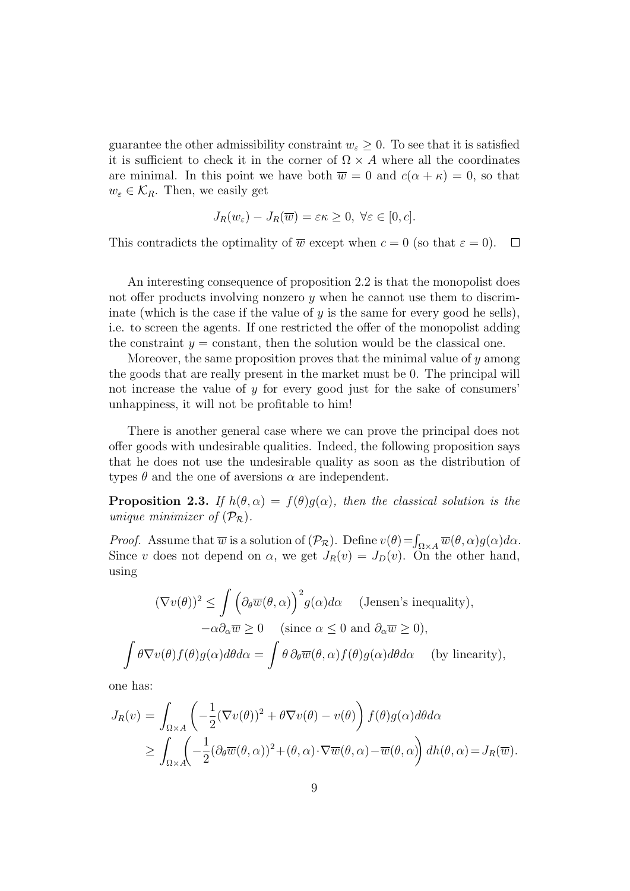guarantee the other admissibility constraint $w_\varepsilon \geq 0$. To see that it is satisfied it is sufficient to check it in the corner of $\Omega \times A$ where all the coordinates are minimal. In this point we have both $\overline{w} = 0$ and $c(\alpha + \kappa) = 0$, so that $w_\varepsilon \in \mathcal{K}_R$. Then, we easily get

$$J_R(w_\varepsilon) - J_R(\overline{w}) = \varepsilon\kappa \geq 0, \ \forall \varepsilon \in [0, c].$$

This contradicts the optimality of $\overline{w}$ except when $c = 0$ (so that $\varepsilon = 0$). $\square$

An interesting consequence of proposition 2.2 is that the monopolist does not offer products involving nonzero $y$ when he cannot use them to discriminate (which is the case if the value of $y$ is the same for every good he sells), i.e. to screen the agents. If one restricted the offer of the monopolist adding the constraint $y =$ constant, then the solution would be the classical one.

Moreover, the same proposition proves that the minimal value of $y$ among the goods that are really present in the market must be 0. The principal will not increase the value of $y$ for every good just for the sake of consumers' unhappiness, it will not be profitable to him!

There is another general case where we can prove the principal does not offer goods with undesirable qualities. Indeed, the following proposition says that he does not use the undesirable quality as soon as the distribution of types $\theta$ and the one of aversions $\alpha$ are independent.

**Proposition 2.3.** *If $h(\theta, \alpha) = f(\theta)g(\alpha)$, then the classical solution is the unique minimizer of $(\mathcal{P}_\mathcal{R})$.*

*Proof.* Assume that $\overline{w}$ is a solution of $(\mathcal{P}_\mathcal{R})$. Define $v(\theta) = \int_{\Omega\times A} \overline{w}(\theta, \alpha)g(\alpha)d\alpha$. Since $v$ does not depend on $\alpha$, we get $J_R(v) = J_D(v)$. On the other hand, using

$$(\nabla v(\theta))^2 \leq \int \left(\partial_\theta \overline{w}(\theta, \alpha)\right)^2 g(\alpha)d\alpha \quad \text{(Jensen's inequality)},$$

$$-\alpha\partial_\alpha \overline{w} \geq 0 \quad \text{(since } \alpha \leq 0 \text{ and } \partial_\alpha \overline{w} \geq 0\text{)},$$

$$\int \theta \nabla v(\theta) f(\theta)g(\alpha)d\theta d\alpha = \int \theta\, \partial_\theta \overline{w}(\theta, \alpha) f(\theta)g(\alpha)d\theta d\alpha \quad \text{(by linearity)},$$

one has:

$$\begin{aligned} J_R(v) &= \int_{\Omega\times A} \left(-\frac{1}{2}(\nabla v(\theta))^2 + \theta\nabla v(\theta) - v(\theta)\right) f(\theta)g(\alpha)d\theta d\alpha \\ &\geq \int_{\Omega\times A} \left(-\frac{1}{2}(\partial_\theta \overline{w}(\theta, \alpha))^2 + (\theta, \alpha)\cdot\nabla\overline{w}(\theta, \alpha) - \overline{w}(\theta, \alpha)\right) dh(\theta, \alpha) = J_R(\overline{w}). \end{aligned}$$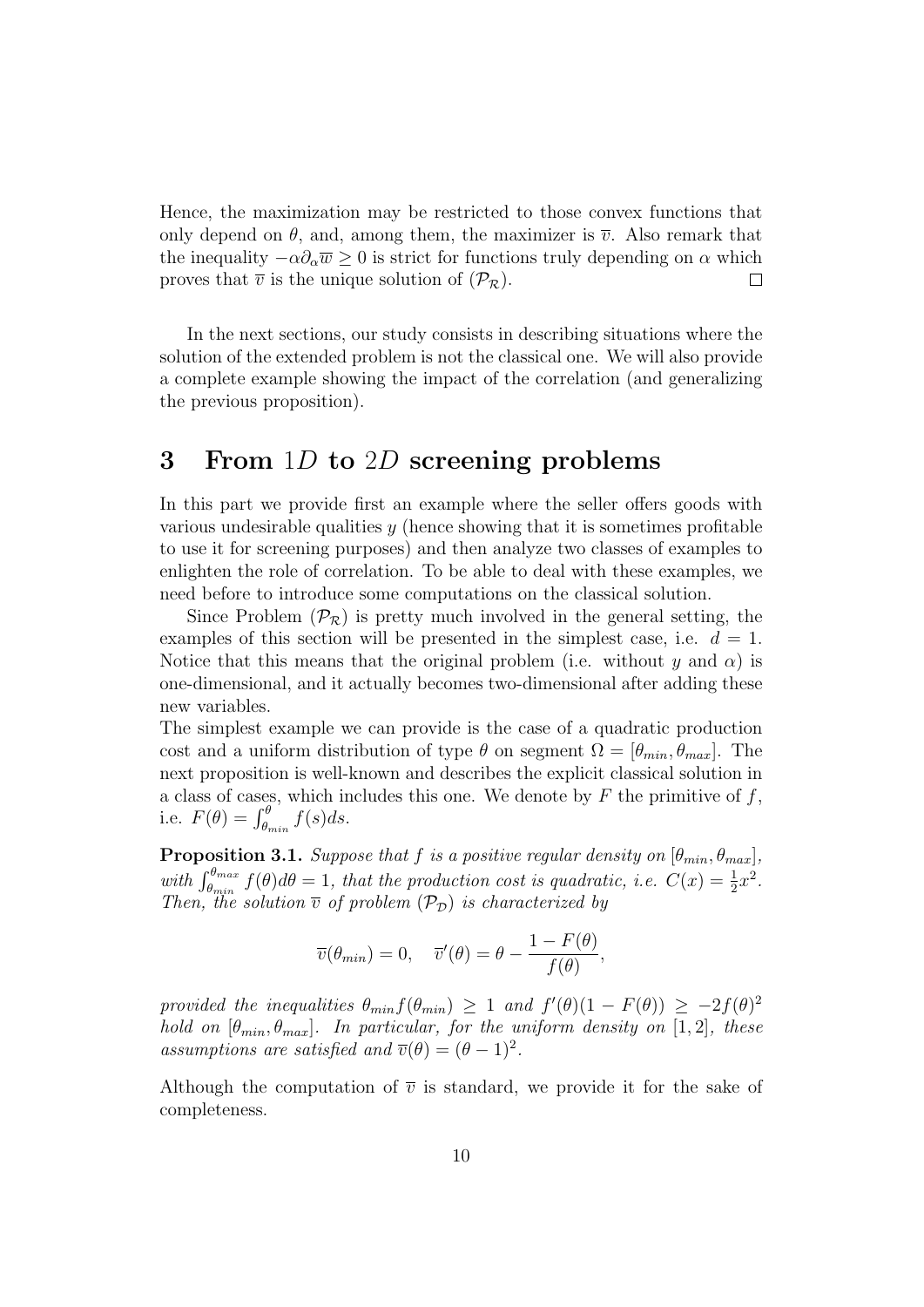Hence, the maximization may be restricted to those convex functions that only depend on $\theta$, and, among them, the maximizer is $\overline{v}$. Also remark that the inequality $-\alpha\partial_\alpha\overline{w} \geq 0$ is strict for functions truly depending on $\alpha$ which proves that $\overline{v}$ is the unique solution of $(\mathcal{P}_\mathcal{R})$. $\square$

In the next sections, our study consists in describing situations where the solution of the extended problem is not the classical one. We will also provide a complete example showing the impact of the correlation (and generalizing the previous proposition).

# 3 From $1D$ to $2D$ screening problems

In this part we provide first an example where the seller offers goods with various undesirable qualities $y$ (hence showing that it is sometimes profitable to use it for screening purposes) and then analyze two classes of examples to enlighten the role of correlation. To be able to deal with these examples, we need before to introduce some computations on the classical solution.

Since Problem $(\mathcal{P}_\mathcal{R})$ is pretty much involved in the general setting, the examples of this section will be presented in the simplest case, i.e. $d = 1$. Notice that this means that the original problem (i.e. without $y$ and $\alpha$) is one-dimensional, and it actually becomes two-dimensional after adding these new variables.

The simplest example we can provide is the case of a quadratic production cost and a uniform distribution of type $\theta$ on segment $\Omega = [\theta_{min}, \theta_{max}]$. The next proposition is well-known and describes the explicit classical solution in a class of cases, which includes this one. We denote by $F$ the primitive of $f$, i.e. $F(\theta) = \int_{\theta_{min}}^{\theta} f(s)ds$.

**Proposition 3.1.** *Suppose that $f$ is a positive regular density on $[\theta_{min}, \theta_{max}]$, with $\int_{\theta_{min}}^{\theta_{max}} f(\theta)d\theta = 1$, that the production cost is quadratic, i.e. $C(x) = \frac{1}{2}x^2$. Then, the solution $\overline{v}$ of problem $(\mathcal{P}_\mathcal{D})$ is characterized by*

$$\overline{v}(\theta_{min}) = 0, \quad \overline{v}'(\theta) = \theta - \frac{1 - F(\theta)}{f(\theta)},$$

*provided the inequalities $\theta_{min}f(\theta_{min}) \geq 1$ and $f'(\theta)(1 - F(\theta)) \geq -2f(\theta)^2$ hold on $[\theta_{min}, \theta_{max}]$. In particular, for the uniform density on $[1, 2]$, these assumptions are satisfied and $\overline{v}(\theta) = (\theta - 1)^2$.*

Although the computation of $\overline{v}$ is standard, we provide it for the sake of completeness.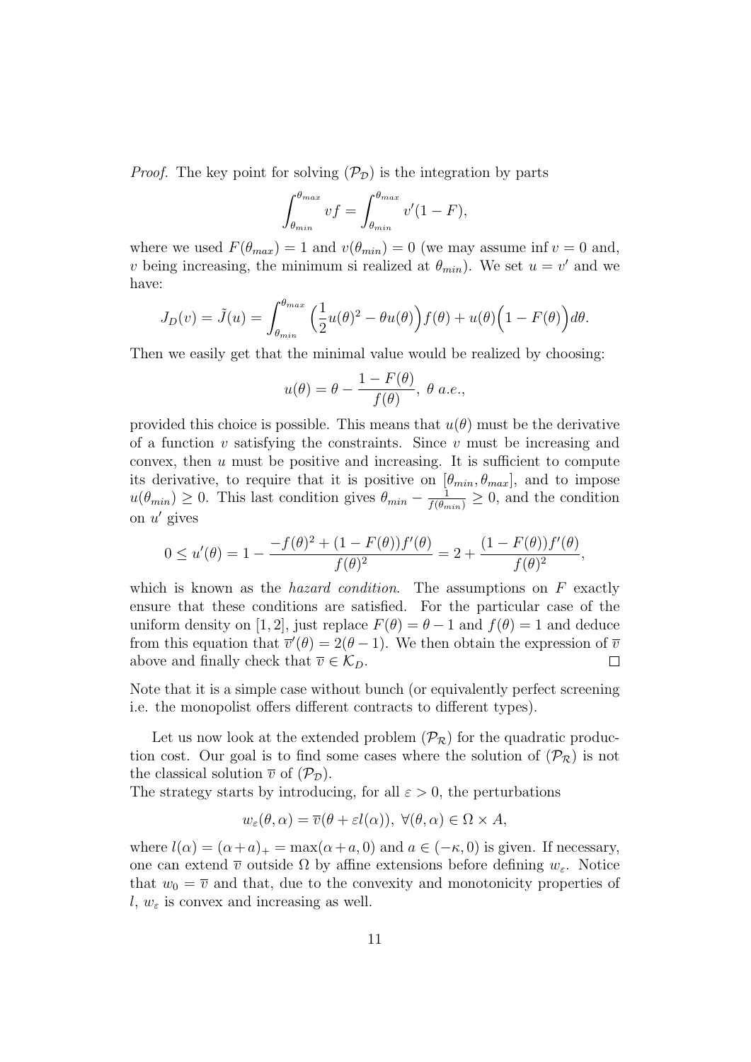*Proof.* The key point for solving $(\mathcal{P}_\mathcal{D})$ is the integration by parts

$$\int_{\theta_{min}}^{\theta_{max}} vf = \int_{\theta_{min}}^{\theta_{max}} v'(1-F),$$

where we used $F(\theta_{max}) = 1$ and $v(\theta_{min}) = 0$ (we may assume $\inf v = 0$ and, $v$ being increasing, the minimum si realized at $\theta_{min}$). We set $u = v'$ and we have:

$$J_D(v) = \tilde{J}(u) = \int_{\theta_{min}}^{\theta_{max}} \Big(\frac{1}{2}u(\theta)^2 - \theta u(\theta)\Big) f(\theta) + u(\theta)\Big(1 - F(\theta)\Big) d\theta.$$

Then we easily get that the minimal value would be realized by choosing:

$$u(\theta) = \theta - \frac{1 - F(\theta)}{f(\theta)},\ \theta\ a.e.,$$

provided this choice is possible. This means that $u(\theta)$ must be the derivative of a function $v$ satisfying the constraints. Since $v$ must be increasing and convex, then $u$ must be positive and increasing. It is sufficient to compute its derivative, to require that it is positive on $[\theta_{min}, \theta_{max}]$, and to impose $u(\theta_{min}) \geq 0$. This last condition gives $\theta_{min} - \frac{1}{f(\theta_{min})} \geq 0$, and the condition on $u'$ gives

$$0 \leq u'(\theta) = 1 - \frac{-f(\theta)^2 + (1 - F(\theta))f'(\theta)}{f(\theta)^2} = 2 + \frac{(1 - F(\theta))f'(\theta)}{f(\theta)^2},$$

which is known as the *hazard condition*. The assumptions on $F$ exactly ensure that these conditions are satisfied. For the particular case of the uniform density on $[1, 2]$, just replace $F(\theta) = \theta - 1$ and $f(\theta) = 1$ and deduce from this equation that $\overline{v}'(\theta) = 2(\theta - 1)$. We then obtain the expression of $\overline{v}$ above and finally check that $\overline{v} \in \mathcal{K}_D$. $\square$

Note that it is a simple case without bunch (or equivalently perfect screening i.e. the monopolist offers different contracts to different types).

Let us now look at the extended problem $(\mathcal{P}_\mathcal{R})$ for the quadratic production cost. Our goal is to find some cases where the solution of $(\mathcal{P}_\mathcal{R})$ is not the classical solution $\overline{v}$ of $(\mathcal{P}_\mathcal{D})$.

The strategy starts by introducing, for all $\varepsilon > 0$, the perturbations

$$w_\varepsilon(\theta, \alpha) = \overline{v}(\theta + \varepsilon l(\alpha)),\ \forall (\theta, \alpha) \in \Omega \times A,$$

where $l(\alpha) = (\alpha + a)_+ = \max(\alpha + a, 0)$ and $a \in (-\kappa, 0)$ is given. If necessary, one can extend $\overline{v}$ outside $\Omega$ by affine extensions before defining $w_\varepsilon$. Notice that $w_0 = \overline{v}$ and that, due to the convexity and monotonicity properties of $l$, $w_\varepsilon$ is convex and increasing as well.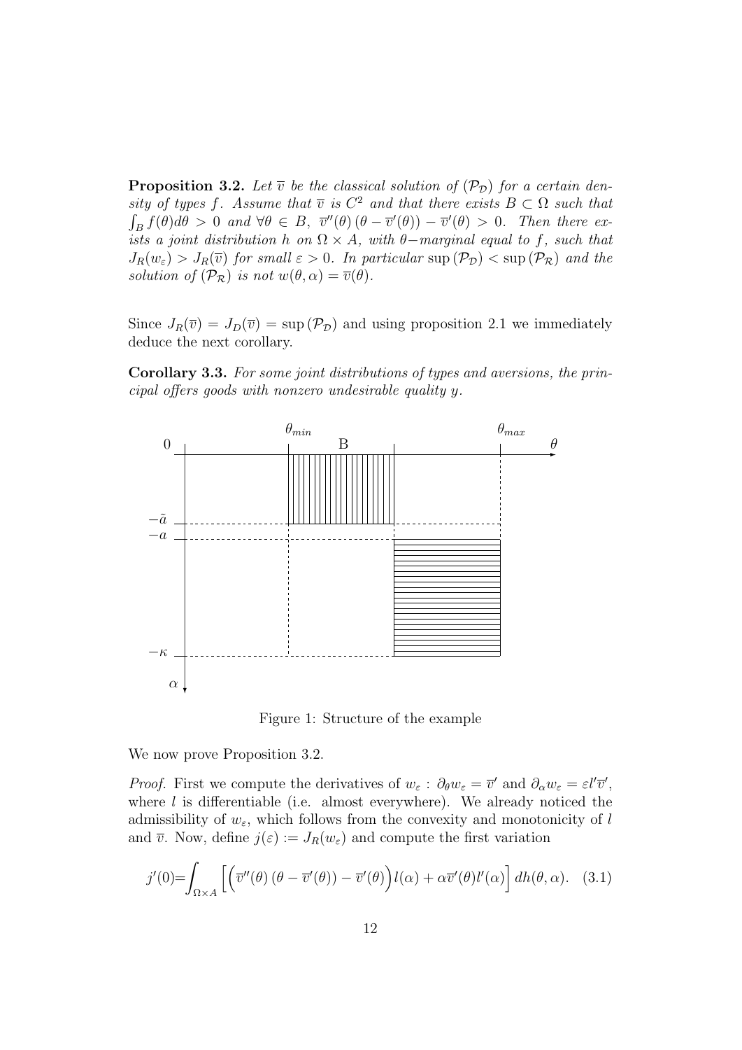**Proposition 3.2.** *Let $\overline{v}$ be the classical solution of $(\mathcal{P_D})$ for a certain density of types $f$. Assume that $\overline{v}$ is $C^2$ and that there exists $B \subset \Omega$ such that $\int_B f(\theta)d\theta > 0$ and $\forall \theta \in B,\ \overline{v}''(\theta)\,(\theta - \overline{v}'(\theta)) - \overline{v}'(\theta) > 0$. Then there exists a joint distribution $h$ on $\Omega \times A$, with $\theta-$marginal equal to $f$, such that $J_R(w_\varepsilon) > J_R(\overline{v})$ for small $\varepsilon > 0$. In particular $\sup(\mathcal{P_D}) < \sup(\mathcal{P_R})$ and the solution of $(\mathcal{P_R})$ is not $w(\theta, \alpha) = \overline{v}(\theta)$.*

Since $J_R(\overline{v}) = J_D(\overline{v}) = \sup(\mathcal{P_D})$ and using proposition 2.1 we immediately deduce the next corollary.

**Corollary 3.3.** *For some joint distributions of types and aversions, the principal offers goods with nonzero undesirable quality $y$.*

Figure 1: Structure of the example

We now prove Proposition 3.2.

*Proof.* First we compute the derivatives of $w_\varepsilon$ : $\partial_\theta w_\varepsilon = \overline{v}'$ and $\partial_\alpha w_\varepsilon = \varepsilon l' \overline{v}'$, where $l$ is differentiable (i.e. almost everywhere). We already noticed the admissibility of $w_\varepsilon$, which follows from the convexity and monotonicity of $l$ and $\overline{v}$. Now, define $j(\varepsilon) := J_R(w_\varepsilon)$ and compute the first variation

$$j'(0) = \int_{\Omega \times A} \Big[ \Big( \overline{v}''(\theta)\,(\theta - \overline{v}'(\theta)) - \overline{v}'(\theta) \Big) l(\alpha) + \alpha \overline{v}'(\theta) l'(\alpha) \Big]\, dh(\theta, \alpha). \quad (3.1)$$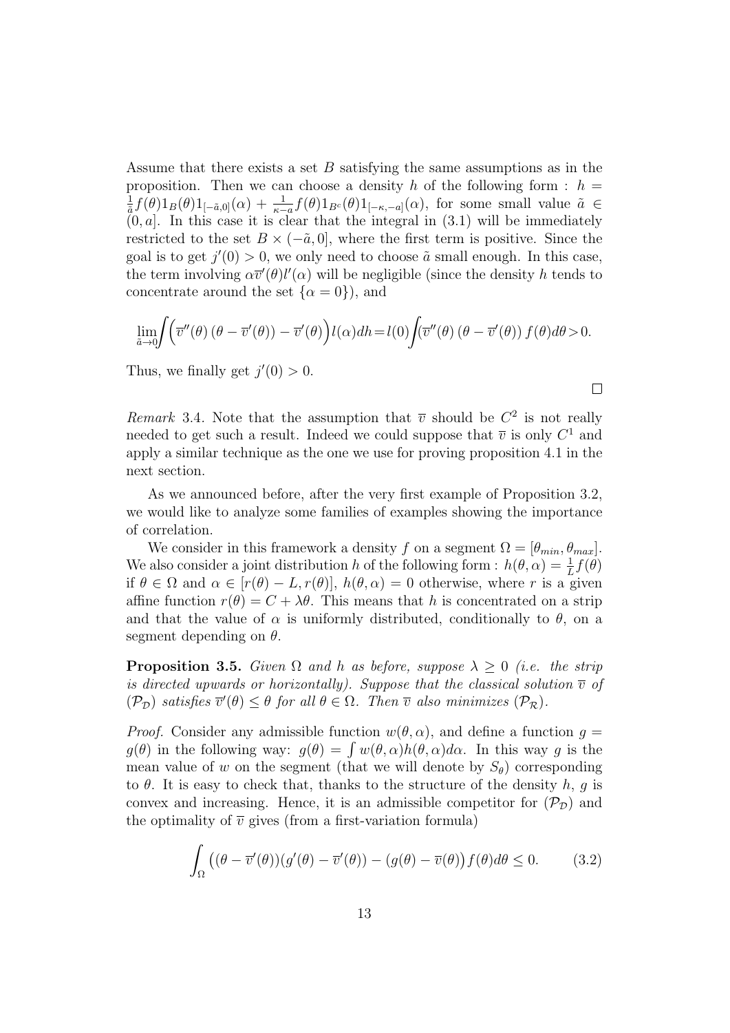Assume that there exists a set $B$ satisfying the same assumptions as in the proposition. Then we can choose a density $h$ of the following form : $h = \frac{1}{\tilde{a}} f(\theta) 1_B(\theta) 1_{[-\tilde{a},0]}(\alpha) + \frac{1}{\kappa - a} f(\theta) 1_{B^c}(\theta) 1_{[-\kappa,-a]}(\alpha)$, for some small value $\tilde{a} \in (0, a]$. In this case it is clear that the integral in (3.1) will be immediately restricted to the set $B \times (-\tilde{a}, 0]$, where the first term is positive. Since the goal is to get $j'(0) > 0$, we only need to choose $\tilde{a}$ small enough. In this case, the term involving $\alpha \overline{v}'(\theta) l'(\alpha)$ will be negligible (since the density $h$ tends to concentrate around the set $\{\alpha = 0\}$), and

$$\lim_{\tilde{a} \to 0} \int \Big( \overline{v}''(\theta) \left( \theta - \overline{v}'(\theta) \right) - \overline{v}'(\theta) \Big) l(\alpha) dh = l(0) \int \left( \overline{v}''(\theta) \left( \theta - \overline{v}'(\theta) \right) f(\theta) d\theta > 0. \right.$$

Thus, we finally get $j'(0) > 0$.

$\square$

*Remark* 3.4. Note that the assumption that $\overline{v}$ should be $C^2$ is not really needed to get such a result. Indeed we could suppose that $\overline{v}$ is only $C^1$ and apply a similar technique as the one we use for proving proposition 4.1 in the next section.

As we announced before, after the very first example of Proposition 3.2, we would like to analyze some families of examples showing the importance of correlation.

We consider in this framework a density $f$ on a segment $\Omega = [\theta_{min}, \theta_{max}]$. We also consider a joint distribution $h$ of the following form : $h(\theta, \alpha) = \frac{1}{L} f(\theta)$ if $\theta \in \Omega$ and $\alpha \in [r(\theta) - L, r(\theta)]$, $h(\theta, \alpha) = 0$ otherwise, where $r$ is a given affine function $r(\theta) = C + \lambda \theta$. This means that $h$ is concentrated on a strip and that the value of $\alpha$ is uniformly distributed, conditionally to $\theta$, on a segment depending on $\theta$.

**Proposition 3.5.** *Given $\Omega$ and $h$ as before, suppose $\lambda \geq 0$ (i.e. the strip is directed upwards or horizontally). Suppose that the classical solution $\overline{v}$ of $(\mathcal{P}_\mathcal{D})$ satisfies $\overline{v}'(\theta) \leq \theta$ for all $\theta \in \Omega$. Then $\overline{v}$ also minimizes $(\mathcal{P}_\mathcal{R})$.*

*Proof.* Consider any admissible function $w(\theta, \alpha)$, and define a function $g = g(\theta)$ in the following way: $g(\theta) = \int w(\theta, \alpha) h(\theta, \alpha) d\alpha$. In this way $g$ is the mean value of $w$ on the segment (that we will denote by $S_\theta$) corresponding to $\theta$. It is easy to check that, thanks to the structure of the density $h$, $g$ is convex and increasing. Hence, it is an admissible competitor for $(\mathcal{P}_\mathcal{D})$ and the optimality of $\overline{v}$ gives (from a first-variation formula)

$$\int_\Omega \big( (\theta - \overline{v}'(\theta))(g'(\theta) - \overline{v}'(\theta)) - (g(\theta) - \overline{v}(\theta) \big) f(\theta) d\theta \leq 0. \qquad (3.2)$$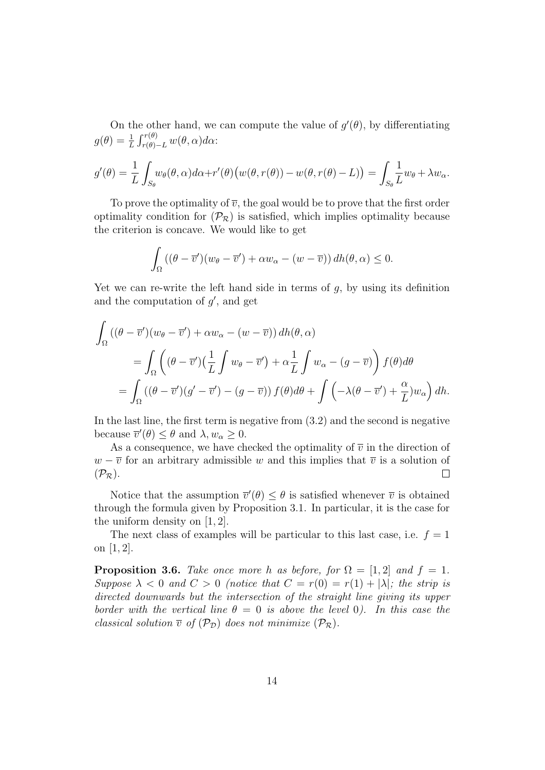On the other hand, we can compute the value of $g'(\theta)$, by differentiating $g(\theta) = \frac{1}{L}\int_{r(\theta)-L}^{r(\theta)} w(\theta,\alpha)d\alpha$:

$$g'(\theta) = \frac{1}{L}\int_{S_\theta} w_\theta(\theta,\alpha)d\alpha + r'(\theta)\big(w(\theta,r(\theta)) - w(\theta,r(\theta)-L)\big) = \int_{S_\theta}\frac{1}{L}w_\theta + \lambda w_\alpha.$$

To prove the optimality of $\overline{v}$, the goal would be to prove that the first order optimality condition for $(\mathcal{P}_\mathcal{R})$ is satisfied, which implies optimality because the criterion is concave. We would like to get

$$\int_\Omega \left((\theta - \overline{v}')(w_\theta - \overline{v}') + \alpha w_\alpha - (w - \overline{v})\right) dh(\theta,\alpha) \leq 0.$$

Yet we can re-write the left hand side in terms of $g$, by using its definition and the computation of $g'$, and get

$$\begin{aligned}
&\int_\Omega \left((\theta - \overline{v}')(w_\theta - \overline{v}') + \alpha w_\alpha - (w - \overline{v})\right) dh(\theta,\alpha) \\
&\qquad = \int_\Omega \left((\theta - \overline{v}')\big(\frac{1}{L}\int w_\theta - \overline{v}'\big) + \alpha\frac{1}{L}\int w_\alpha - (g - \overline{v})\right) f(\theta)d\theta \\
&\qquad = \int_\Omega \left((\theta - \overline{v}')(g' - \overline{v}') - (g - \overline{v})\right) f(\theta)d\theta + \int \left(-\lambda(\theta - \overline{v}') + \frac{\alpha}{L})w_\alpha\right) dh.
\end{aligned}$$

In the last line, the first term is negative from (3.2) and the second is negative because $\overline{v}'(\theta) \leq \theta$ and $\lambda, w_\alpha \geq 0$.

As a consequence, we have checked the optimality of $\overline{v}$ in the direction of $w - \overline{v}$ for an arbitrary admissible $w$ and this implies that $\overline{v}$ is a solution of $(\mathcal{P}_\mathcal{R})$. $\square$

Notice that the assumption $\overline{v}'(\theta) \leq \theta$ is satisfied whenever $\overline{v}$ is obtained through the formula given by Proposition 3.1. In particular, it is the case for the uniform density on $[1,2]$.

The next class of examples will be particular to this last case, i.e. $f = 1$ on $[1,2]$.

**Proposition 3.6.** *Take once more $h$ as before, for $\Omega = [1,2]$ and $f = 1$. Suppose $\lambda < 0$ and $C > 0$ (notice that $C = r(0) = r(1) + |\lambda|$; the strip is directed downwards but the intersection of the straight line giving its upper border with the vertical line $\theta = 0$ is above the level 0). In this case the classical solution $\overline{v}$ of $(\mathcal{P}_\mathcal{D})$ does not minimize $(\mathcal{P}_\mathcal{R})$.*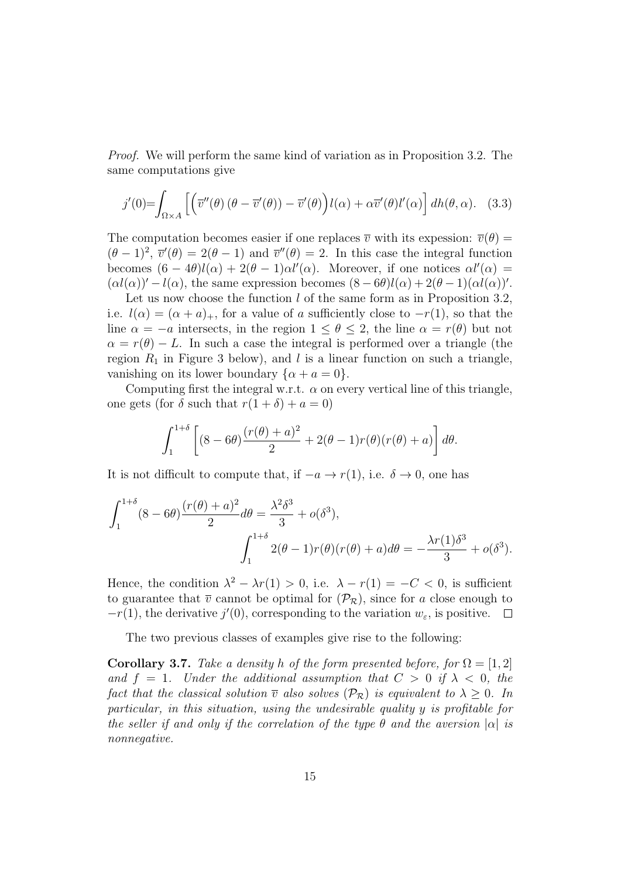*Proof.* We will perform the same kind of variation as in Proposition 3.2. The same computations give

$$j'(0)=\int_{\Omega\times A}\left[\left(\overline{v}''(\theta)\,(\theta-\overline{v}'(\theta))-\overline{v}'(\theta)\right)l(\alpha)+\alpha\overline{v}'(\theta)l'(\alpha)\right]dh(\theta,\alpha). \quad (3.3)$$

The computation becomes easier if one replaces $\overline{v}$ with its expession: $\overline{v}(\theta) = (\theta-1)^2$, $\overline{v}'(\theta) = 2(\theta-1)$ and $\overline{v}''(\theta) = 2$. In this case the integral function becomes $(6-4\theta)l(\alpha) + 2(\theta-1)\alpha l'(\alpha)$. Moreover, if one notices $\alpha l'(\alpha) = (\alpha l(\alpha))' - l(\alpha)$, the same expression becomes $(8-6\theta)l(\alpha) + 2(\theta-1)(\alpha l(\alpha))'$.

Let us now choose the function $l$ of the same form as in Proposition 3.2, i.e. $l(\alpha) = (\alpha + a)_+$, for a value of $a$ sufficiently close to $-r(1)$, so that the line $\alpha = -a$ intersects, in the region $1 \leq \theta \leq 2$, the line $\alpha = r(\theta)$ but not $\alpha = r(\theta) - L$. In such a case the integral is performed over a triangle (the region $R_1$ in Figure 3 below), and $l$ is a linear function on such a triangle, vanishing on its lower boundary $\{\alpha + a = 0\}$.

Computing first the integral w.r.t. $\alpha$ on every vertical line of this triangle, one gets (for $\delta$ such that $r(1+\delta) + a = 0$)

$$\int_1^{1+\delta}\left[(8-6\theta)\frac{(r(\theta)+a)^2}{2} + 2(\theta-1)r(\theta)(r(\theta)+a)\right]d\theta.$$

It is not difficult to compute that, if $-a \to r(1)$, i.e. $\delta \to 0$, one has

$$\int_1^{1+\delta}(8-6\theta)\frac{(r(\theta)+a)^2}{2}d\theta = \frac{\lambda^2\delta^3}{3} + o(\delta^3),$$

$$\int_1^{1+\delta}2(\theta-1)r(\theta)(r(\theta)+a)d\theta = -\frac{\lambda r(1)\delta^3}{3} + o(\delta^3).$$

Hence, the condition $\lambda^2 - \lambda r(1) > 0$, i.e. $\lambda - r(1) = -C < 0$, is sufficient to guarantee that $\overline{v}$ cannot be optimal for $(\mathcal{P}_\mathcal{R})$, since for $a$ close enough to $-r(1)$, the derivative $j'(0)$, corresponding to the variation $w_\varepsilon$, is positive. $\square$

The two previous classes of examples give rise to the following:

**Corollary 3.7.** *Take a density $h$ of the form presented before, for $\Omega = [1, 2]$ and $f = 1$. Under the additional assumption that $C > 0$ if $\lambda < 0$, the fact that the classical solution $\overline{v}$ also solves $(\mathcal{P}_\mathcal{R})$ is equivalent to $\lambda \geq 0$. In particular, in this situation, using the undesirable quality $y$ is profitable for the seller if and only if the correlation of the type $\theta$ and the aversion $|\alpha|$ is nonnegative.*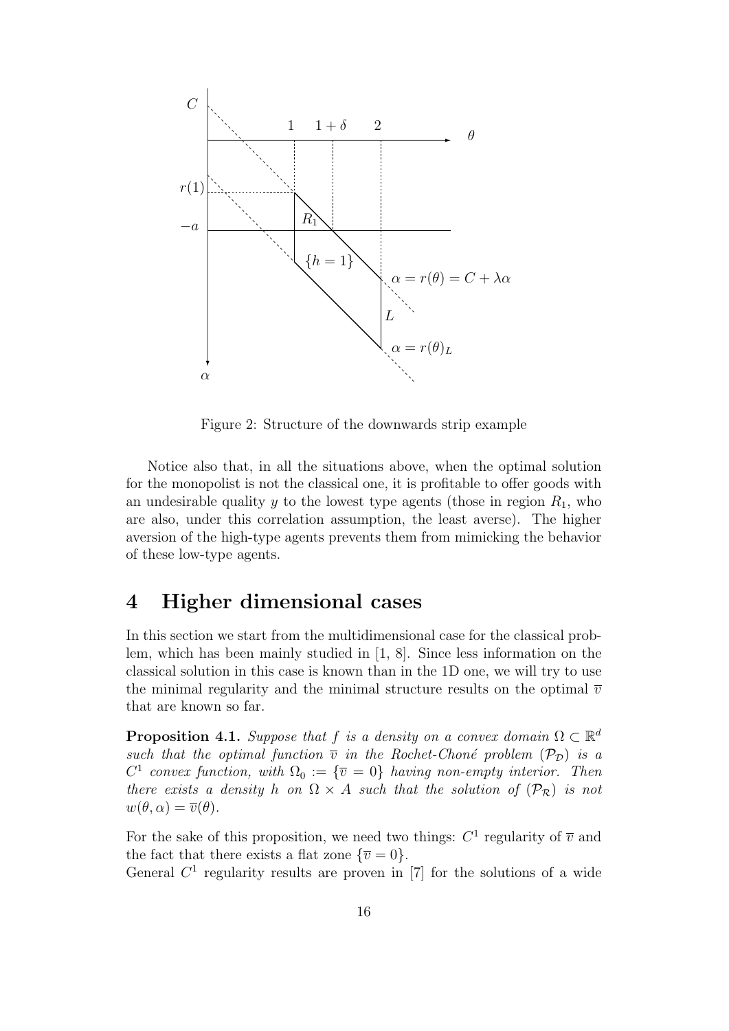Figure 2: Structure of the downwards strip example

Notice also that, in all the situations above, when the optimal solution for the monopolist is not the classical one, it is profitable to offer goods with an undesirable quality $y$ to the lowest type agents (those in region $R_1$, who are also, under this correlation assumption, the least averse). The higher aversion of the high-type agents prevents them from mimicking the behavior of these low-type agents.

# 4 Higher dimensional cases

In this section we start from the multidimensional case for the classical problem, which has been mainly studied in [1, 8]. Since less information on the classical solution in this case is known than in the 1D one, we will try to use the minimal regularity and the minimal structure results on the optimal $\overline{v}$ that are known so far.

**Proposition 4.1.** *Suppose that $f$ is a density on a convex domain $\Omega \subset \mathbb{R}^d$ such that the optimal function $\overline{v}$ in the Rochet-Choné problem $(\mathcal{P}_{\mathcal{D}})$ is a $C^1$ convex function, with $\Omega_0 := \{\overline{v} = 0\}$ having non-empty interior. Then there exists a density $h$ on $\Omega \times A$ such that the solution of $(\mathcal{P}_{\mathcal{R}})$ is not $w(\theta, \alpha) = \overline{v}(\theta)$.*

For the sake of this proposition, we need two things: $C^1$ regularity of $\overline{v}$ and the fact that there exists a flat zone $\{\overline{v} = 0\}$.
General $C^1$ regularity results are proven in [7] for the solutions of a wide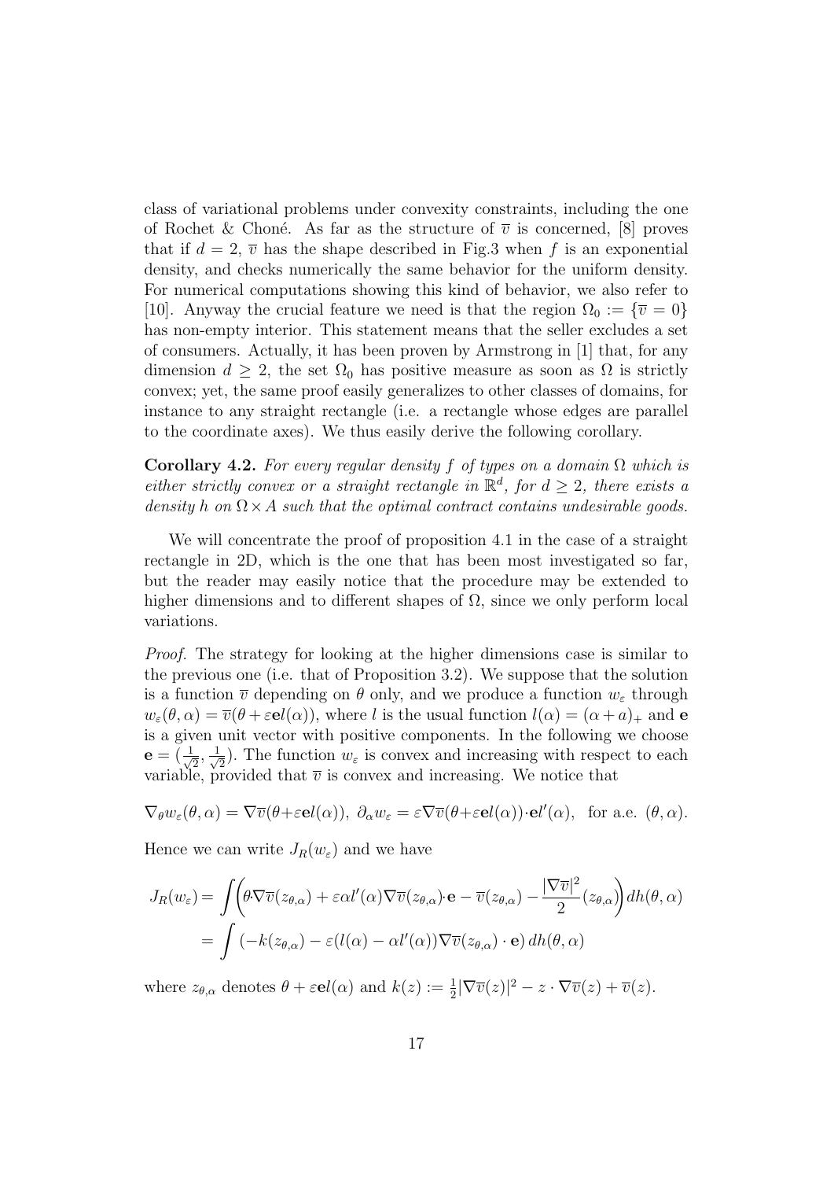class of variational problems under convexity constraints, including the one of Rochet & Choné. As far as the structure of $\overline{v}$ is concerned, [8] proves that if $d = 2$, $\overline{v}$ has the shape described in Fig.3 when $f$ is an exponential density, and checks numerically the same behavior for the uniform density. For numerical computations showing this kind of behavior, we also refer to [10]. Anyway the crucial feature we need is that the region $\Omega_0 := \{\overline{v} = 0\}$ has non-empty interior. This statement means that the seller excludes a set of consumers. Actually, it has been proven by Armstrong in [1] that, for any dimension $d \geq 2$, the set $\Omega_0$ has positive measure as soon as $\Omega$ is strictly convex; yet, the same proof easily generalizes to other classes of domains, for instance to any straight rectangle (i.e. a rectangle whose edges are parallel to the coordinate axes). We thus easily derive the following corollary.

**Corollary 4.2.** *For every regular density $f$ of types on a domain $\Omega$ which is either strictly convex or a straight rectangle in $\mathbb{R}^d$, for $d \geq 2$, there exists a density $h$ on $\Omega \times A$ such that the optimal contract contains undesirable goods.*

We will concentrate the proof of proposition 4.1 in the case of a straight rectangle in 2D, which is the one that has been most investigated so far, but the reader may easily notice that the procedure may be extended to higher dimensions and to different shapes of $\Omega$, since we only perform local variations.

*Proof.* The strategy for looking at the higher dimensions case is similar to the previous one (i.e. that of Proposition 3.2). We suppose that the solution is a function $\overline{v}$ depending on $\theta$ only, and we produce a function $w_\varepsilon$ through $w_\varepsilon(\theta, \alpha) = \overline{v}(\theta + \varepsilon \mathbf{e} l(\alpha))$, where $l$ is the usual function $l(\alpha) = (\alpha + a)_+$ and $\mathbf{e}$ is a given unit vector with positive components. In the following we choose $\mathbf{e} = (\frac{1}{\sqrt{2}}, \frac{1}{\sqrt{2}})$. The function $w_\varepsilon$ is convex and increasing with respect to each variable, provided that $\overline{v}$ is convex and increasing. We notice that

$$\nabla_\theta w_\varepsilon(\theta, \alpha) = \nabla \overline{v}(\theta + \varepsilon \mathbf{e} l(\alpha)), \; \partial_\alpha w_\varepsilon = \varepsilon \nabla \overline{v}(\theta + \varepsilon \mathbf{e} l(\alpha)) \cdot \mathbf{e} l'(\alpha), \quad \text{for a.e. } (\theta, \alpha).$$

Hence we can write $J_R(w_\varepsilon)$ and we have

$$\begin{aligned} J_R(w_\varepsilon) &= \int \left( \theta \cdot \nabla \overline{v}(z_{\theta,\alpha}) + \varepsilon \alpha l'(\alpha) \nabla \overline{v}(z_{\theta,\alpha}) \cdot \mathbf{e} - \overline{v}(z_{\theta,\alpha}) - \frac{|\nabla \overline{v}|^2}{2}(z_{\theta,\alpha}) \right) dh(\theta, \alpha) \\ &= \int \left( -k(z_{\theta,\alpha}) - \varepsilon (l(\alpha) - \alpha l'(\alpha)) \nabla \overline{v}(z_{\theta,\alpha}) \cdot \mathbf{e} \right) dh(\theta, \alpha) \end{aligned}$$

where $z_{\theta,\alpha}$ denotes $\theta + \varepsilon \mathbf{e} l(\alpha)$ and $k(z) := \frac{1}{2}|\nabla \overline{v}(z)|^2 - z \cdot \nabla \overline{v}(z) + \overline{v}(z)$.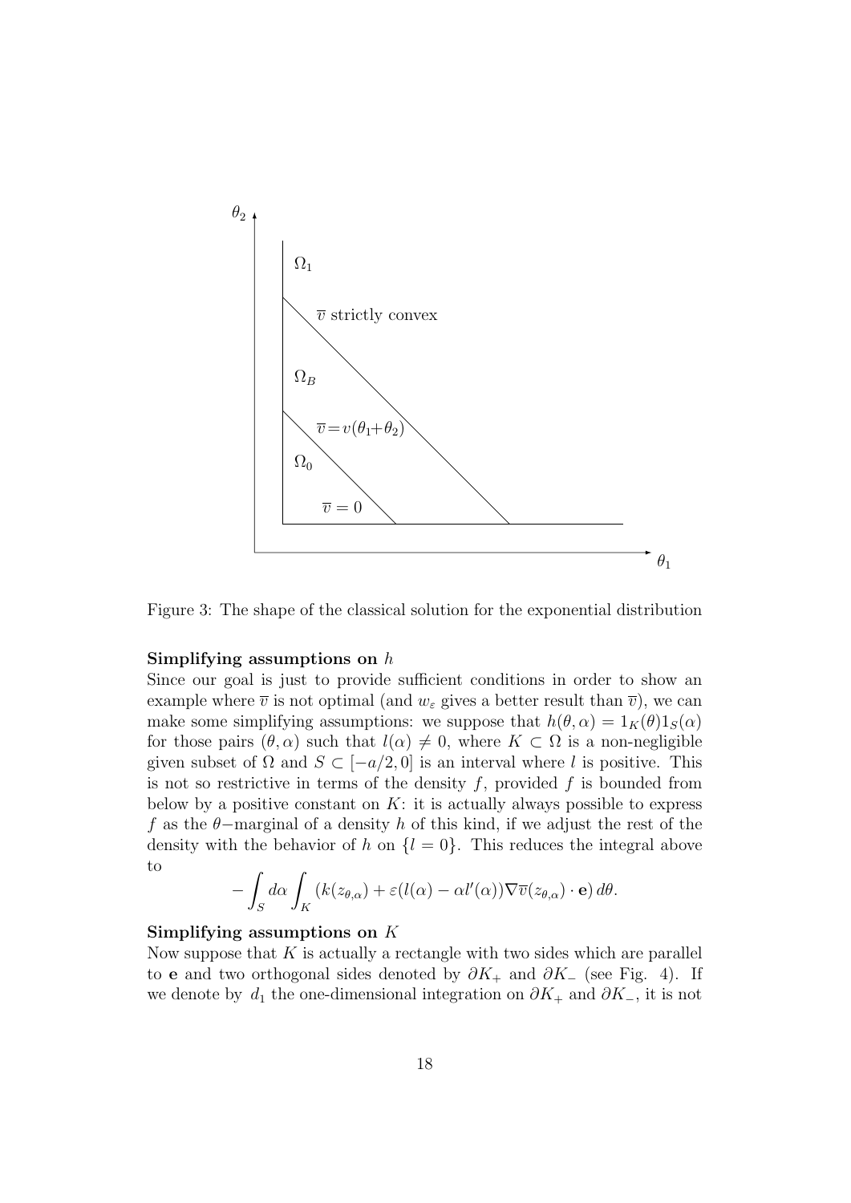Figure 3: The shape of the classical solution for the exponential distribution

**Simplifying assumptions on $h$**

Since our goal is just to provide sufficient conditions in order to show an example where $\overline{v}$ is not optimal (and $w_\varepsilon$ gives a better result than $\overline{v}$), we can make some simplifying assumptions: we suppose that $h(\theta, \alpha) = 1_K(\theta) 1_S(\alpha)$ for those pairs $(\theta, \alpha)$ such that $l(\alpha) \neq 0$, where $K \subset \Omega$ is a non-negligible given subset of $\Omega$ and $S \subset [-a/2, 0]$ is an interval where $l$ is positive. This is not so restrictive in terms of the density $f$, provided $f$ is bounded from below by a positive constant on $K$: it is actually always possible to express $f$ as the $\theta-$marginal of a density $h$ of this kind, if we adjust the rest of the density with the behavior of $h$ on $\{l = 0\}$. This reduces the integral above to

$$
-\int_S d\alpha \int_K \left(k(z_{\theta,\alpha}) + \varepsilon(l(\alpha) - \alpha l'(\alpha)) \nabla \overline{v}(z_{\theta,\alpha}) \cdot \mathbf{e}\right) d\theta.
$$

**Simplifying assumptions on $K$**

Now suppose that $K$ is actually a rectangle with two sides which are parallel to $\mathbf{e}$ and two orthogonal sides denoted by $\partial K_+$ and $\partial K_-$ (see Fig. 4). If we denote by $d_1$ the one-dimensional integration on $\partial K_+$ and $\partial K_-$, it is not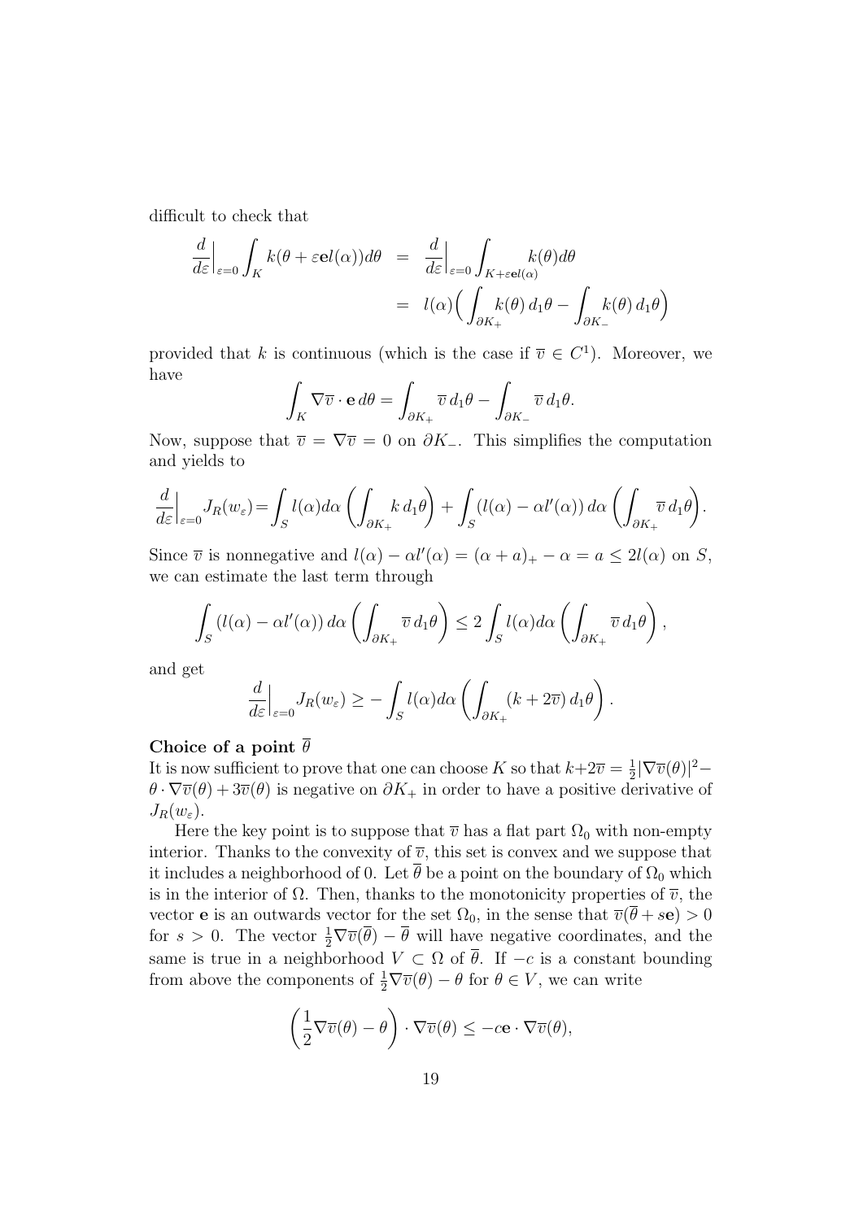difficult to check that

$$
\begin{aligned}
\frac{d}{d\varepsilon}\Big|_{\varepsilon=0}\int_K k(\theta+\varepsilon \mathbf{e} l(\alpha))d\theta &= \frac{d}{d\varepsilon}\Big|_{\varepsilon=0}\int_{K+\varepsilon \mathbf{e} l(\alpha)} k(\theta)d\theta \\
&= l(\alpha)\Big(\int_{\partial K_+} k(\theta)\, d_1\theta - \int_{\partial K_-} k(\theta)\, d_1\theta\Big)
\end{aligned}
$$

provided that $k$ is continuous (which is the case if $\overline{v} \in C^1$). Moreover, we have

$$
\int_K \nabla \overline{v}\cdot \mathbf{e}\, d\theta = \int_{\partial K_+} \overline{v}\, d_1\theta - \int_{\partial K_-} \overline{v}\, d_1\theta.
$$

Now, suppose that $\overline{v} = \nabla\overline{v} = 0$ on $\partial K_-$. This simplifies the computation and yields to

$$
\frac{d}{d\varepsilon}\Big|_{\varepsilon=0} J_R(w_\varepsilon) = \int_S l(\alpha)d\alpha\left(\int_{\partial K_+} k\, d_1\theta\right) + \int_S (l(\alpha)-\alpha l'(\alpha))\, d\alpha\left(\int_{\partial K_+}\overline{v}\, d_1\theta\right).
$$

Since $\overline{v}$ is nonnegative and $l(\alpha)-\alpha l'(\alpha) = (\alpha+a)_+ - \alpha = a \le 2l(\alpha)$ on $S$, we can estimate the last term through

$$
\int_S (l(\alpha)-\alpha l'(\alpha))\, d\alpha\left(\int_{\partial K_+}\overline{v}\, d_1\theta\right) \le 2\int_S l(\alpha)d\alpha\left(\int_{\partial K_+}\overline{v}\, d_1\theta\right),
$$

and get

$$
\frac{d}{d\varepsilon}\Big|_{\varepsilon=0} J_R(w_\varepsilon) \ge -\int_S l(\alpha)d\alpha\left(\int_{\partial K_+}(k+2\overline{v})\, d_1\theta\right).
$$

**Choice of a point $\overline{\theta}$**

It is now sufficient to prove that one can choose $K$ so that $k+2\overline{v} = \frac{1}{2}|\nabla\overline{v}(\theta)|^2 - \theta\cdot\nabla\overline{v}(\theta) + 3\overline{v}(\theta)$ is negative on $\partial K_+$ in order to have a positive derivative of $J_R(w_\varepsilon)$.

Here the key point is to suppose that $\overline{v}$ has a flat part $\Omega_0$ with non-empty interior. Thanks to the convexity of $\overline{v}$, this set is convex and we suppose that it includes a neighborhood of 0. Let $\overline{\theta}$ be a point on the boundary of $\Omega_0$ which is in the interior of $\Omega$. Then, thanks to the monotonicity properties of $\overline{v}$, the vector $\mathbf{e}$ is an outwards vector for the set $\Omega_0$, in the sense that $\overline{v}(\overline{\theta}+s\mathbf{e}) > 0$ for $s > 0$. The vector $\frac{1}{2}\nabla\overline{v}(\overline{\theta}) - \overline{\theta}$ will have negative coordinates, and the same is true in a neighborhood $V \subset \Omega$ of $\overline{\theta}$. If $-c$ is a constant bounding from above the components of $\frac{1}{2}\nabla\overline{v}(\theta) - \theta$ for $\theta \in V$, we can write

$$
\left(\frac{1}{2}\nabla\overline{v}(\theta) - \theta\right)\cdot\nabla\overline{v}(\theta) \le -c\mathbf{e}\cdot\nabla\overline{v}(\theta),
$$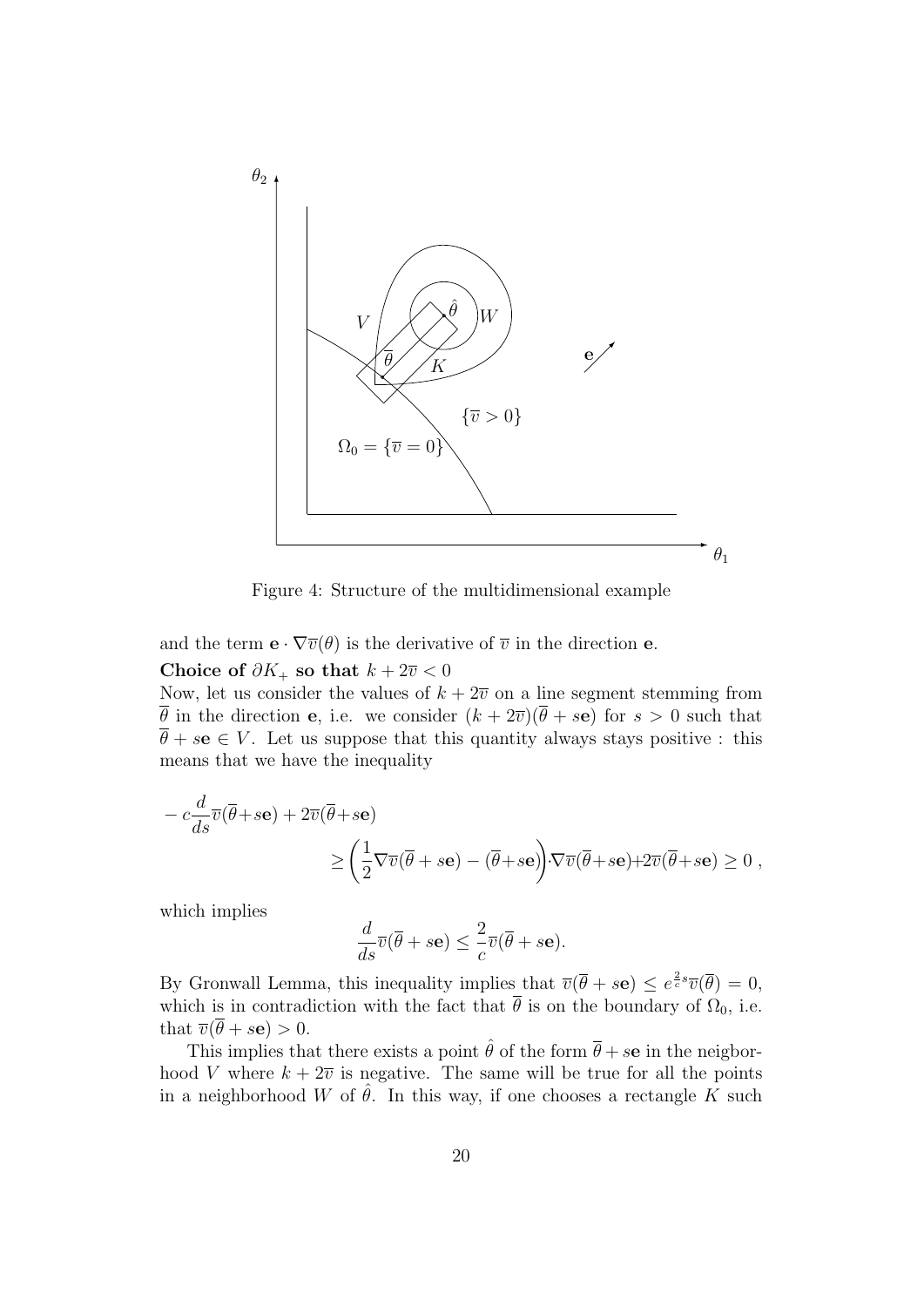Figure 4: Structure of the multidimensional example

and the term $\mathbf{e} \cdot \nabla \overline{v}(\theta)$ is the derivative of $\overline{v}$ in the direction $\mathbf{e}$.

**Choice of $\partial K_+$ so that $k + 2\overline{v} < 0$**

Now, let us consider the values of $k + 2\overline{v}$ on a line segment stemming from $\overline{\theta}$ in the direction $\mathbf{e}$, i.e. we consider $(k + 2\overline{v})(\overline{\theta} + s\mathbf{e})$ for $s > 0$ such that $\overline{\theta} + s\mathbf{e} \in V$. Let us suppose that this quantity always stays positive : this means that we have the inequality

$$
\begin{aligned}
- c\frac{d}{ds}\overline{v}(\overline{\theta}+s\mathbf{e}) &+ 2\overline{v}(\overline{\theta}+s\mathbf{e}) \\
&\geq \left(\frac{1}{2}\nabla\overline{v}(\overline{\theta}+s\mathbf{e}) - (\overline{\theta}+s\mathbf{e})\right)\cdot\nabla\overline{v}(\overline{\theta}+s\mathbf{e}) + 2\overline{v}(\overline{\theta}+s\mathbf{e}) \geq 0\ ,
\end{aligned}
$$

which implies

$$
\frac{d}{ds}\overline{v}(\overline{\theta}+s\mathbf{e}) \leq \frac{2}{c}\overline{v}(\overline{\theta}+s\mathbf{e}).
$$

By Gronwall Lemma, this inequality implies that $\overline{v}(\overline{\theta}+s\mathbf{e}) \leq e^{\frac{2}{c}s}\overline{v}(\overline{\theta}) = 0$, which is in contradiction with the fact that $\overline{\theta}$ is on the boundary of $\Omega_0$, i.e. that $\overline{v}(\overline{\theta}+s\mathbf{e}) > 0$.

This implies that there exists a point $\hat{\theta}$ of the form $\overline{\theta}+s\mathbf{e}$ in the neigborhood $V$ where $k + 2\overline{v}$ is negative. The same will be true for all the points in a neighborhood $W$ of $\hat{\theta}$. In this way, if one chooses a rectangle $K$ such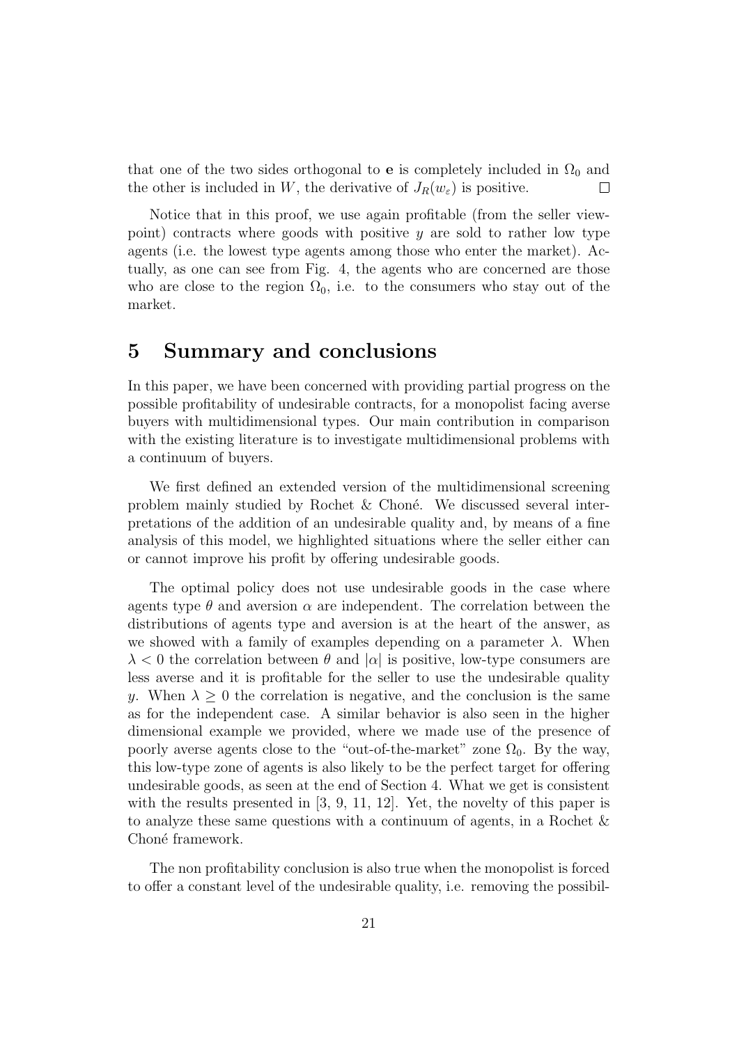that one of the two sides orthogonal to $\mathbf{e}$ is completely included in $\Omega_0$ and the other is included in $W$, the derivative of $J_R(w_\varepsilon)$ is positive. $\square$

Notice that in this proof, we use again profitable (from the seller viewpoint) contracts where goods with positive $y$ are sold to rather low type agents (i.e. the lowest type agents among those who enter the market). Actually, as one can see from Fig. 4, the agents who are concerned are those who are close to the region $\Omega_0$, i.e. to the consumers who stay out of the market.

# 5 Summary and conclusions

In this paper, we have been concerned with providing partial progress on the possible profitability of undesirable contracts, for a monopolist facing averse buyers with multidimensional types. Our main contribution in comparison with the existing literature is to investigate multidimensional problems with a continuum of buyers.

We first defined an extended version of the multidimensional screening problem mainly studied by Rochet & Choné. We discussed several interpretations of the addition of an undesirable quality and, by means of a fine analysis of this model, we highlighted situations where the seller either can or cannot improve his profit by offering undesirable goods.

The optimal policy does not use undesirable goods in the case where agents type $\theta$ and aversion $\alpha$ are independent. The correlation between the distributions of agents type and aversion is at the heart of the answer, as we showed with a family of examples depending on a parameter $\lambda$. When $\lambda < 0$ the correlation between $\theta$ and $|\alpha|$ is positive, low-type consumers are less averse and it is profitable for the seller to use the undesirable quality $y$. When $\lambda \geq 0$ the correlation is negative, and the conclusion is the same as for the independent case. A similar behavior is also seen in the higher dimensional example we provided, where we made use of the presence of poorly averse agents close to the "out-of-the-market" zone $\Omega_0$. By the way, this low-type zone of agents is also likely to be the perfect target for offering undesirable goods, as seen at the end of Section 4. What we get is consistent with the results presented in [3, 9, 11, 12]. Yet, the novelty of this paper is to analyze these same questions with a continuum of agents, in a Rochet & Choné framework.

The non profitability conclusion is also true when the monopolist is forced to offer a constant level of the undesirable quality, i.e. removing the possibil-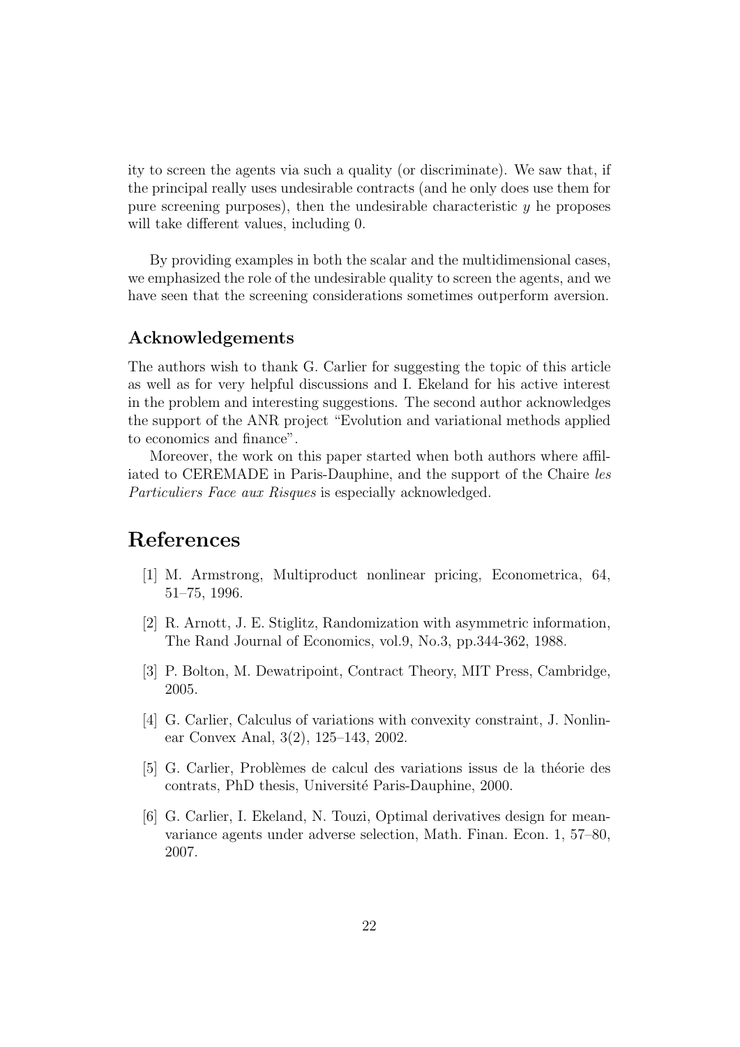ity to screen the agents via such a quality (or discriminate). We saw that, if the principal really uses undesirable contracts (and he only does use them for pure screening purposes), then the undesirable characteristic $y$ he proposes will take different values, including 0.

By providing examples in both the scalar and the multidimensional cases, we emphasized the role of the undesirable quality to screen the agents, and we have seen that the screening considerations sometimes outperform aversion.

### Acknowledgements

The authors wish to thank G. Carlier for suggesting the topic of this article as well as for very helpful discussions and I. Ekeland for his active interest in the problem and interesting suggestions. The second author acknowledges the support of the ANR project "Evolution and variational methods applied to economics and finance".

Moreover, the work on this paper started when both authors where affiliated to CEREMADE in Paris-Dauphine, and the support of the Chaire *les Particuliers Face aux Risques* is especially acknowledged.

## References

[1] M. Armstrong, Multiproduct nonlinear pricing, Econometrica, 64, 51–75, 1996.

[2] R. Arnott, J. E. Stiglitz, Randomization with asymmetric information, The Rand Journal of Economics, vol.9, No.3, pp.344-362, 1988.

[3] P. Bolton, M. Dewatripoint, Contract Theory, MIT Press, Cambridge, 2005.

[4] G. Carlier, Calculus of variations with convexity constraint, J. Nonlinear Convex Anal, 3(2), 125–143, 2002.

[5] G. Carlier, Problèmes de calcul des variations issus de la théorie des contrats, PhD thesis, Université Paris-Dauphine, 2000.

[6] G. Carlier, I. Ekeland, N. Touzi, Optimal derivatives design for mean-variance agents under adverse selection, Math. Finan. Econ. 1, 57–80, 2007.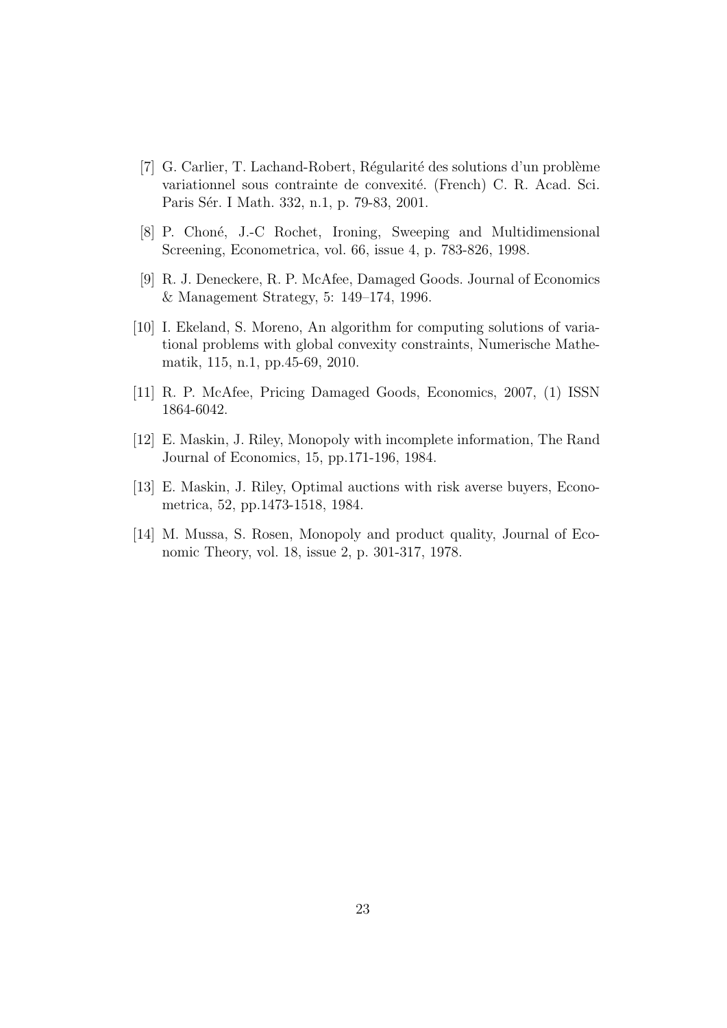[7] G. Carlier, T. Lachand-Robert, Régularité des solutions d'un problème variationnel sous contrainte de convexité. (French) C. R. Acad. Sci. Paris Sér. I Math. 332, n.1, p. 79-83, 2001.

[8] P. Choné, J.-C Rochet, Ironing, Sweeping and Multidimensional Screening, Econometrica, vol. 66, issue 4, p. 783-826, 1998.

[9] R. J. Deneckere, R. P. McAfee, Damaged Goods. Journal of Economics & Management Strategy, 5: 149–174, 1996.

[10] I. Ekeland, S. Moreno, An algorithm for computing solutions of variational problems with global convexity constraints, Numerische Mathematik, 115, n.1, pp.45-69, 2010.

[11] R. P. McAfee, Pricing Damaged Goods, Economics, 2007, (1) ISSN 1864-6042.

[12] E. Maskin, J. Riley, Monopoly with incomplete information, The Rand Journal of Economics, 15, pp.171-196, 1984.

[13] E. Maskin, J. Riley, Optimal auctions with risk averse buyers, Econometrica, 52, pp.1473-1518, 1984.

[14] M. Mussa, S. Rosen, Monopoly and product quality, Journal of Economic Theory, vol. 18, issue 2, p. 301-317, 1978.